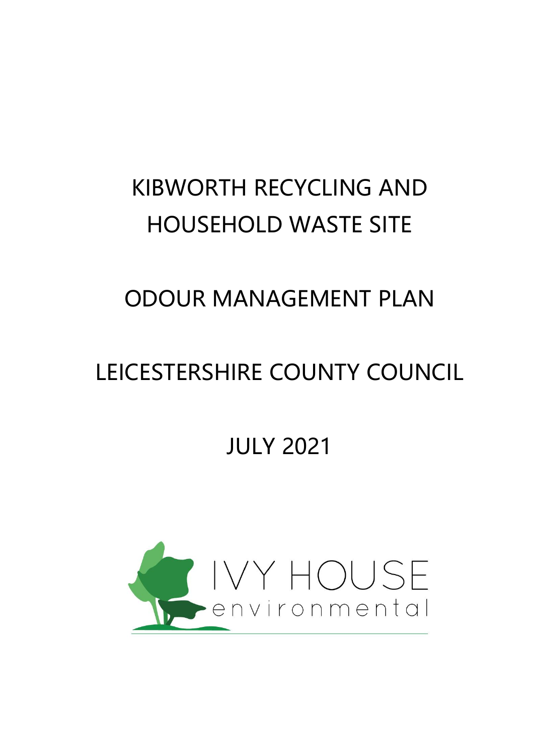# KIBWORTH RECYCLING AND HOUSEHOLD WASTE SITE

# ODOUR MANAGEMENT PLAN

# LEICESTERSHIRE COUNTY COUNCIL

# JULY 2021

IVY HOUSE
environmental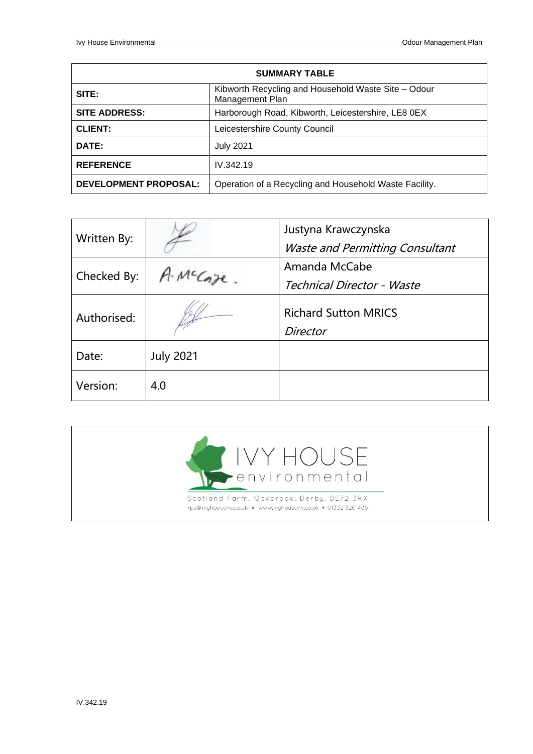| SUMMARY TABLE | |
|---|---|
| **SITE:** | Kibworth Recycling and Household Waste Site – Odour Management Plan |
| **SITE ADDRESS:** | Harborough Road, Kibworth, Leicestershire, LE8 0EX |
| **CLIENT:** | Leicestershire County Council |
| **DATE:** | July 2021 |
| **REFERENCE** | IV.342.19 |
| **DEVELOPMENT PROPOSAL:** | Operation of a Recycling and Household Waste Facility. |

| | | |
|---|---|---|
| Written By: | | Justyna Krawczynska<br>*Waste and Permitting Consultant* |
| Checked By: | A. McCabe. | Amanda McCabe<br>*Technical Director - Waste* |
| Authorised: | | Richard Sutton MRICS<br>*Director* |
| Date: | July 2021 | |
| Version: | 4.0 | |

IVY HOUSE environmental

Scotland Farm, Ockbrook, Derby, DE72 3RX

rps@ivyhousenv.co.uk • www.ivyhousenv.co.uk • 01332 820 488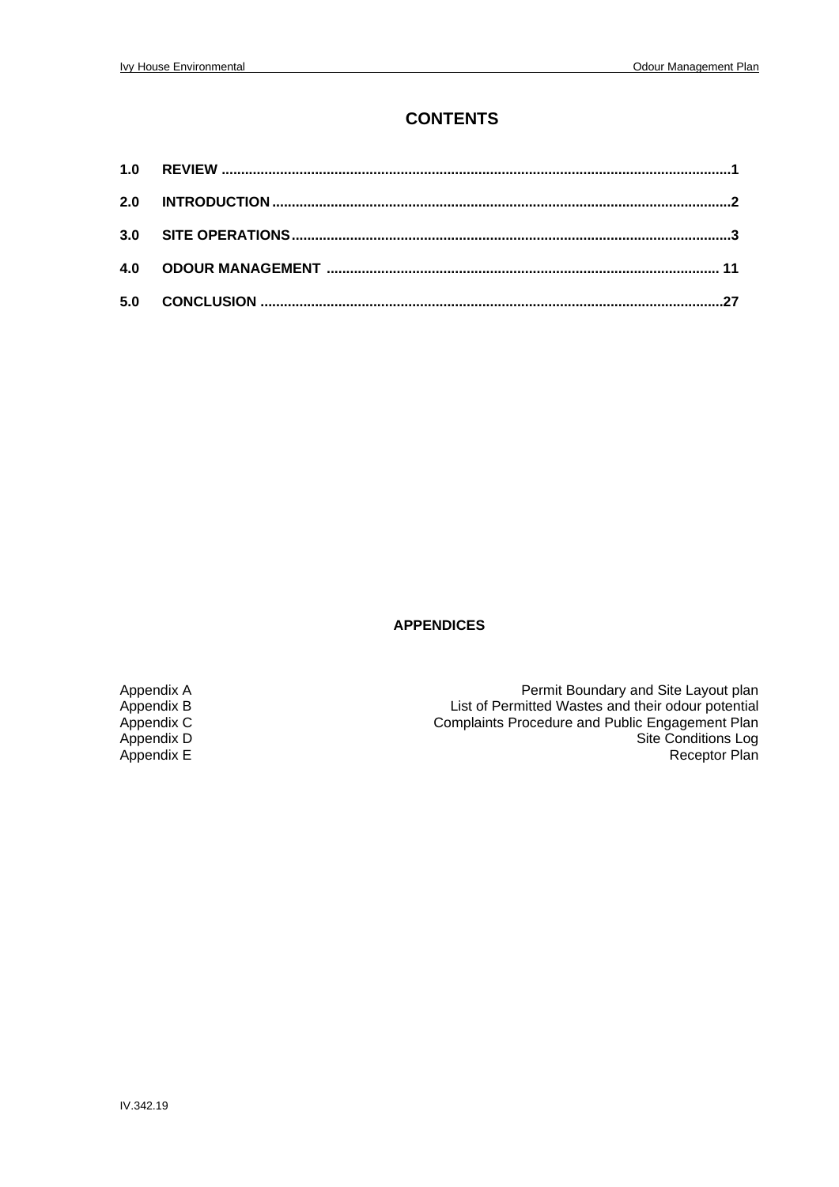# CONTENTS

| | | |
|---|---|---|
| **1.0** | **REVIEW** | **1** |
| **2.0** | **INTRODUCTION** | **2** |
| **3.0** | **SITE OPERATIONS** | **3** |
| **4.0** | **ODOUR MANAGEMENT** | **11** |
| **5.0** | **CONCLUSION** | **27** |

**APPENDICES**

| | |
|---|---|
| Appendix A | Permit Boundary and Site Layout plan |
| Appendix B | List of Permitted Wastes and their odour potential |
| Appendix C | Complaints Procedure and Public Engagement Plan |
| Appendix D | Site Conditions Log |
| Appendix E | Receptor Plan |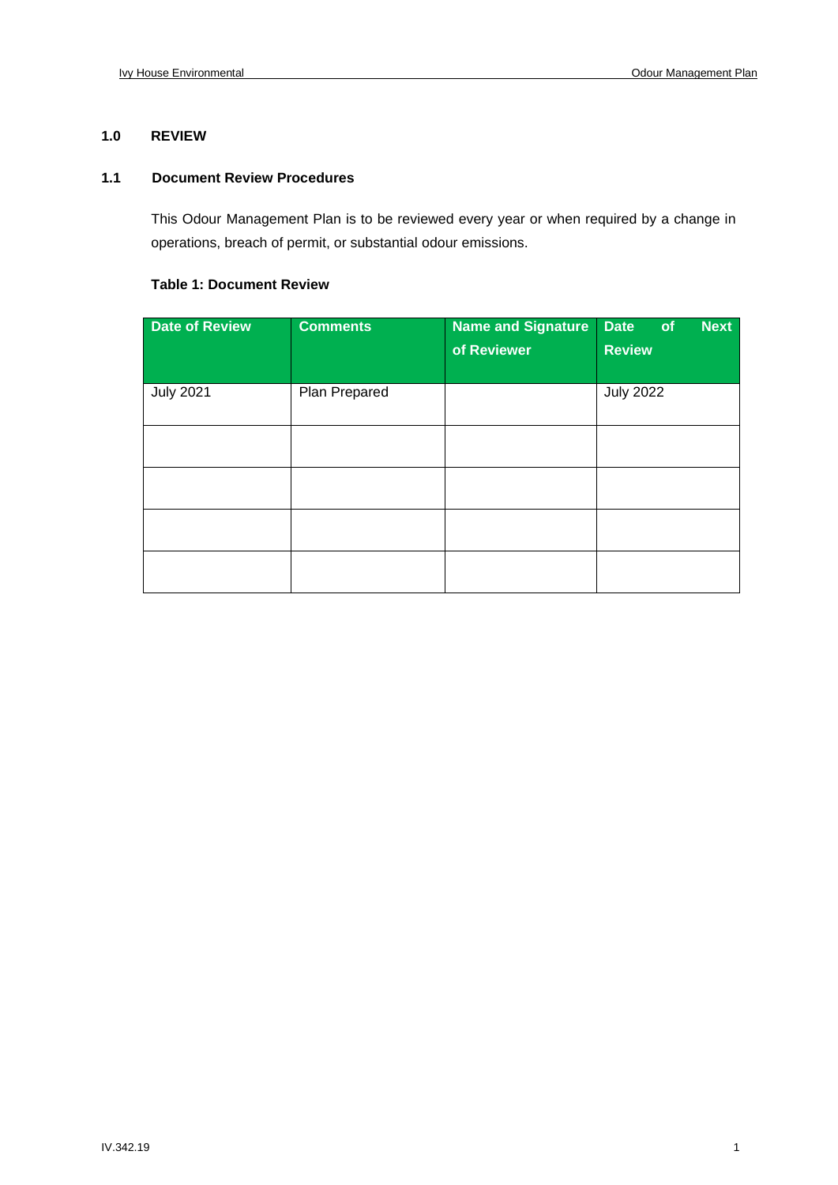## 1.0 REVIEW

### 1.1 Document Review Procedures

This Odour Management Plan is to be reviewed every year or when required by a change in operations, breach of permit, or substantial odour emissions.

**Table 1: Document Review**

| Date of Review | Comments | Name and Signature of Reviewer | Date of Next Review |
|---|---|---|---|
| July 2021 | Plan Prepared | | July 2022 |
| | | | |
| | | | |
| | | | |
| | | | |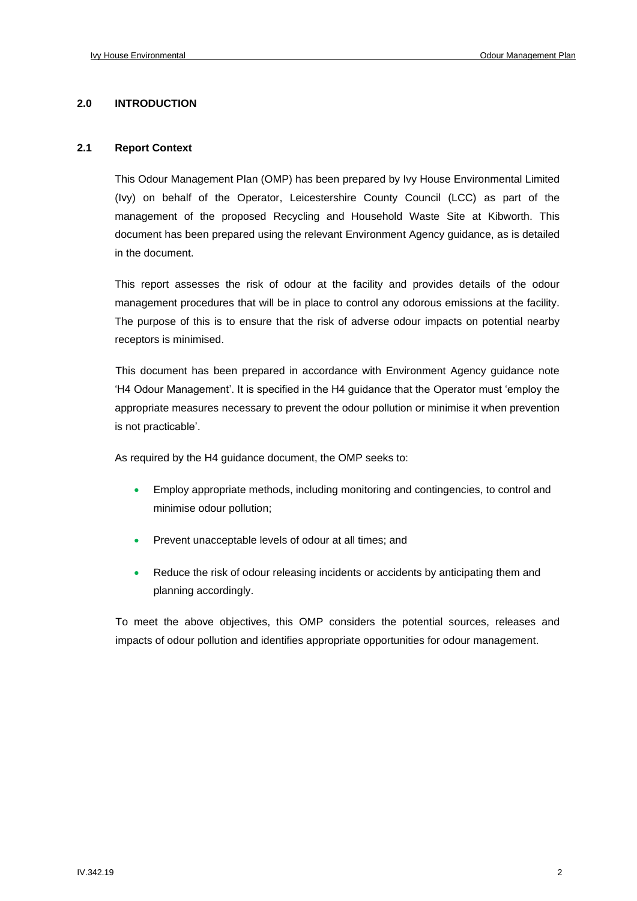## 2.0 INTRODUCTION

### 2.1 Report Context

This Odour Management Plan (OMP) has been prepared by Ivy House Environmental Limited (Ivy) on behalf of the Operator, Leicestershire County Council (LCC) as part of the management of the proposed Recycling and Household Waste Site at Kibworth. This document has been prepared using the relevant Environment Agency guidance, as is detailed in the document.

This report assesses the risk of odour at the facility and provides details of the odour management procedures that will be in place to control any odorous emissions at the facility. The purpose of this is to ensure that the risk of adverse odour impacts on potential nearby receptors is minimised.

This document has been prepared in accordance with Environment Agency guidance note 'H4 Odour Management'. It is specified in the H4 guidance that the Operator must 'employ the appropriate measures necessary to prevent the odour pollution or minimise it when prevention is not practicable'.

As required by the H4 guidance document, the OMP seeks to:

- Employ appropriate methods, including monitoring and contingencies, to control and minimise odour pollution;
- Prevent unacceptable levels of odour at all times; and
- Reduce the risk of odour releasing incidents or accidents by anticipating them and planning accordingly.

To meet the above objectives, this OMP considers the potential sources, releases and impacts of odour pollution and identifies appropriate opportunities for odour management.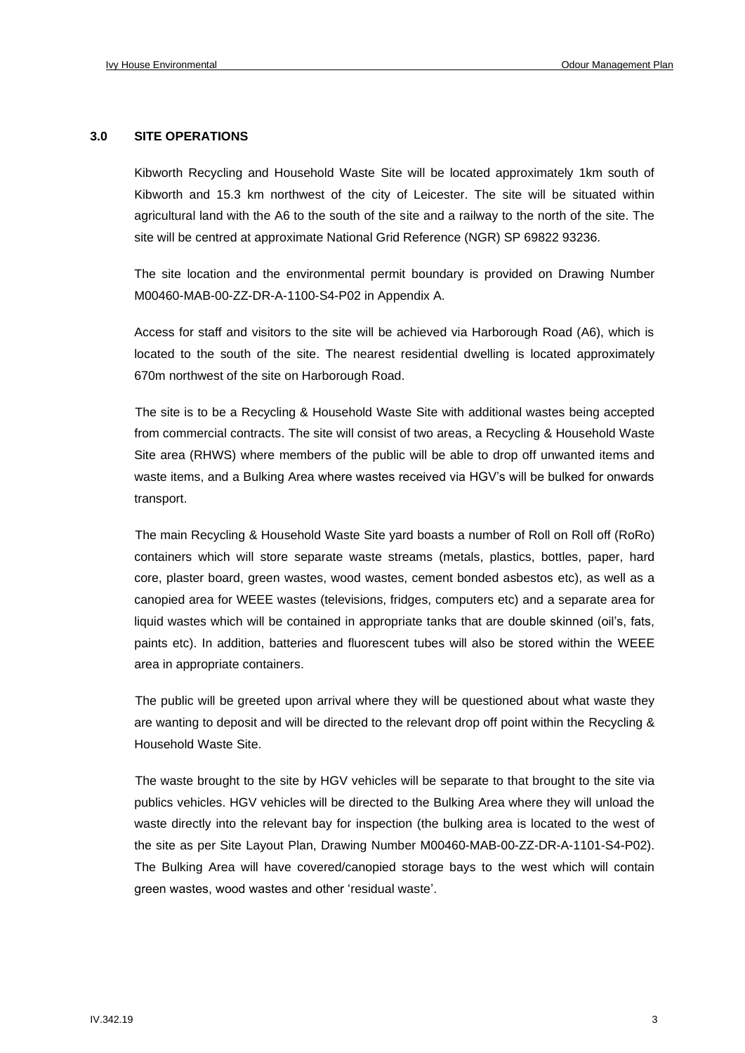## 3.0 SITE OPERATIONS

Kibworth Recycling and Household Waste Site will be located approximately 1km south of Kibworth and 15.3 km northwest of the city of Leicester. The site will be situated within agricultural land with the A6 to the south of the site and a railway to the north of the site. The site will be centred at approximate National Grid Reference (NGR) SP 69822 93236.

The site location and the environmental permit boundary is provided on Drawing Number M00460-MAB-00-ZZ-DR-A-1100-S4-P02 in Appendix A.

Access for staff and visitors to the site will be achieved via Harborough Road (A6), which is located to the south of the site. The nearest residential dwelling is located approximately 670m northwest of the site on Harborough Road.

The site is to be a Recycling & Household Waste Site with additional wastes being accepted from commercial contracts. The site will consist of two areas, a Recycling & Household Waste Site area (RHWS) where members of the public will be able to drop off unwanted items and waste items, and a Bulking Area where wastes received via HGV's will be bulked for onwards transport.

The main Recycling & Household Waste Site yard boasts a number of Roll on Roll off (RoRo) containers which will store separate waste streams (metals, plastics, bottles, paper, hard core, plaster board, green wastes, wood wastes, cement bonded asbestos etc), as well as a canopied area for WEEE wastes (televisions, fridges, computers etc) and a separate area for liquid wastes which will be contained in appropriate tanks that are double skinned (oil's, fats, paints etc). In addition, batteries and fluorescent tubes will also be stored within the WEEE area in appropriate containers.

The public will be greeted upon arrival where they will be questioned about what waste they are wanting to deposit and will be directed to the relevant drop off point within the Recycling & Household Waste Site.

The waste brought to the site by HGV vehicles will be separate to that brought to the site via publics vehicles. HGV vehicles will be directed to the Bulking Area where they will unload the waste directly into the relevant bay for inspection (the bulking area is located to the west of the site as per Site Layout Plan, Drawing Number M00460-MAB-00-ZZ-DR-A-1101-S4-P02). The Bulking Area will have covered/canopied storage bays to the west which will contain green wastes, wood wastes and other 'residual waste'.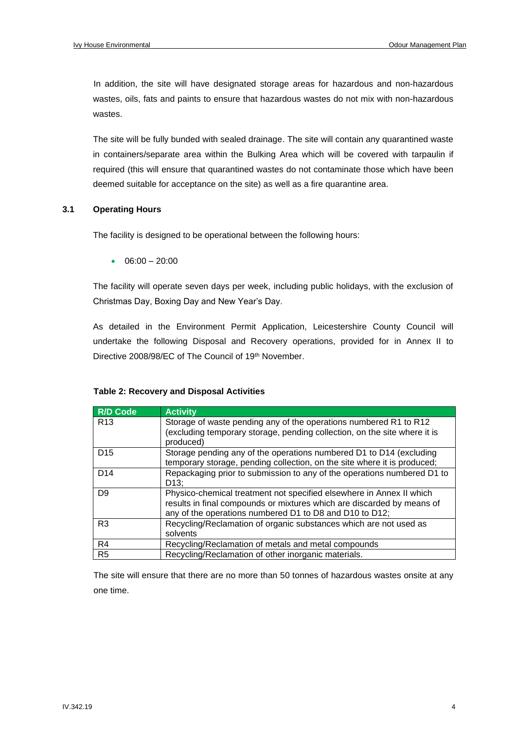In addition, the site will have designated storage areas for hazardous and non-hazardous wastes, oils, fats and paints to ensure that hazardous wastes do not mix with non-hazardous wastes.

The site will be fully bunded with sealed drainage. The site will contain any quarantined waste in containers/separate area within the Bulking Area which will be covered with tarpaulin if required (this will ensure that quarantined wastes do not contaminate those which have been deemed suitable for acceptance on the site) as well as a fire quarantine area.

## 3.1 Operating Hours

The facility is designed to be operational between the following hours:

- 06:00 – 20:00

The facility will operate seven days per week, including public holidays, with the exclusion of Christmas Day, Boxing Day and New Year's Day.

As detailed in the Environment Permit Application, Leicestershire County Council will undertake the following Disposal and Recovery operations, provided for in Annex II to Directive 2008/98/EC of The Council of 19th November.

**Table 2: Recovery and Disposal Activities**

| R/D Code | Activity |
|---|---|
| R13 | Storage of waste pending any of the operations numbered R1 to R12 (excluding temporary storage, pending collection, on the site where it is produced) |
| D15 | Storage pending any of the operations numbered D1 to D14 (excluding temporary storage, pending collection, on the site where it is produced; |
| D14 | Repackaging prior to submission to any of the operations numbered D1 to D13; |
| D9 | Physico-chemical treatment not specified elsewhere in Annex II which results in final compounds or mixtures which are discarded by means of any of the operations numbered D1 to D8 and D10 to D12; |
| R3 | Recycling/Reclamation of organic substances which are not used as solvents |
| R4 | Recycling/Reclamation of metals and metal compounds |
| R5 | Recycling/Reclamation of other inorganic materials. |

The site will ensure that there are no more than 50 tonnes of hazardous wastes onsite at any one time.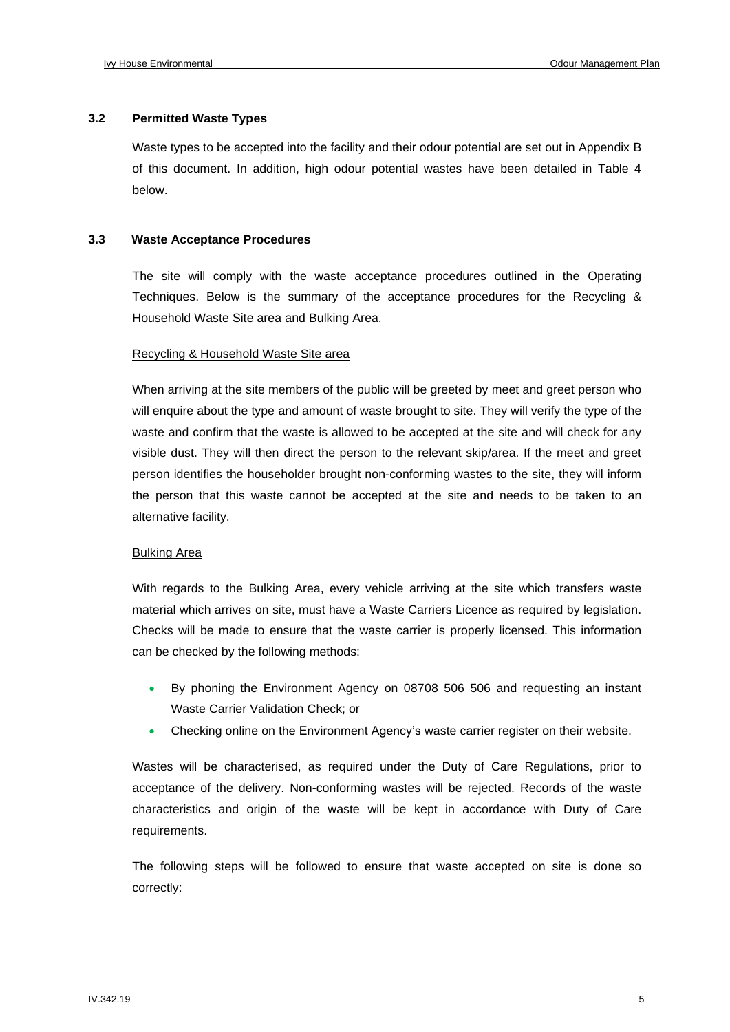### 3.2 Permitted Waste Types

Waste types to be accepted into the facility and their odour potential are set out in Appendix B of this document. In addition, high odour potential wastes have been detailed in Table 4 below.

### 3.3 Waste Acceptance Procedures

The site will comply with the waste acceptance procedures outlined in the Operating Techniques. Below is the summary of the acceptance procedures for the Recycling & Household Waste Site area and Bulking Area.

Recycling & Household Waste Site area

When arriving at the site members of the public will be greeted by meet and greet person who will enquire about the type and amount of waste brought to site. They will verify the type of the waste and confirm that the waste is allowed to be accepted at the site and will check for any visible dust. They will then direct the person to the relevant skip/area. If the meet and greet person identifies the householder brought non-conforming wastes to the site, they will inform the person that this waste cannot be accepted at the site and needs to be taken to an alternative facility.

Bulking Area

With regards to the Bulking Area, every vehicle arriving at the site which transfers waste material which arrives on site, must have a Waste Carriers Licence as required by legislation. Checks will be made to ensure that the waste carrier is properly licensed. This information can be checked by the following methods:

- By phoning the Environment Agency on 08708 506 506 and requesting an instant Waste Carrier Validation Check; or
- Checking online on the Environment Agency's waste carrier register on their website.

Wastes will be characterised, as required under the Duty of Care Regulations, prior to acceptance of the delivery. Non-conforming wastes will be rejected. Records of the waste characteristics and origin of the waste will be kept in accordance with Duty of Care requirements.

The following steps will be followed to ensure that waste accepted on site is done so correctly: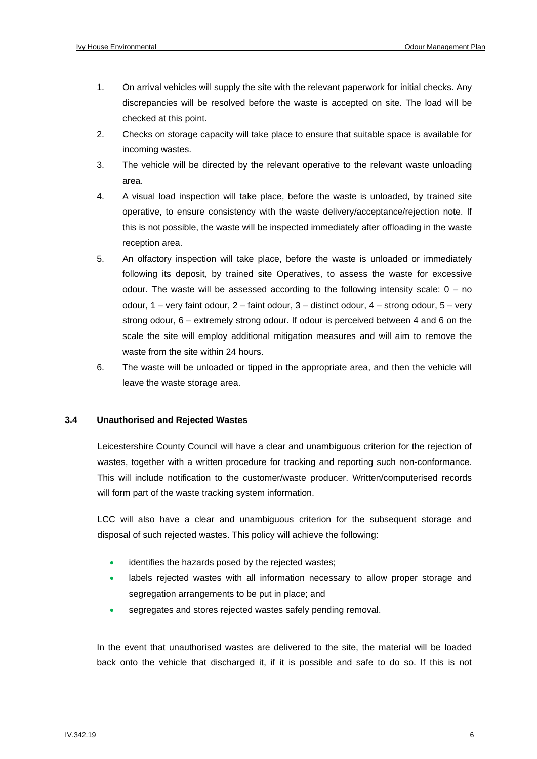1. On arrival vehicles will supply the site with the relevant paperwork for initial checks. Any discrepancies will be resolved before the waste is accepted on site. The load will be checked at this point.
2. Checks on storage capacity will take place to ensure that suitable space is available for incoming wastes.
3. The vehicle will be directed by the relevant operative to the relevant waste unloading area.
4. A visual load inspection will take place, before the waste is unloaded, by trained site operative, to ensure consistency with the waste delivery/acceptance/rejection note. If this is not possible, the waste will be inspected immediately after offloading in the waste reception area.
5. An olfactory inspection will take place, before the waste is unloaded or immediately following its deposit, by trained site Operatives, to assess the waste for excessive odour. The waste will be assessed according to the following intensity scale: 0 – no odour, 1 – very faint odour, 2 – faint odour, 3 – distinct odour, 4 – strong odour, 5 – very strong odour, 6 – extremely strong odour. If odour is perceived between 4 and 6 on the scale the site will employ additional mitigation measures and will aim to remove the waste from the site within 24 hours.
6. The waste will be unloaded or tipped in the appropriate area, and then the vehicle will leave the waste storage area.

### 3.4 Unauthorised and Rejected Wastes

Leicestershire County Council will have a clear and unambiguous criterion for the rejection of wastes, together with a written procedure for tracking and reporting such non-conformance. This will include notification to the customer/waste producer. Written/computerised records will form part of the waste tracking system information.

LCC will also have a clear and unambiguous criterion for the subsequent storage and disposal of such rejected wastes. This policy will achieve the following:

- identifies the hazards posed by the rejected wastes;
- labels rejected wastes with all information necessary to allow proper storage and segregation arrangements to be put in place; and
- segregates and stores rejected wastes safely pending removal.

In the event that unauthorised wastes are delivered to the site, the material will be loaded back onto the vehicle that discharged it, if it is possible and safe to do so. If this is not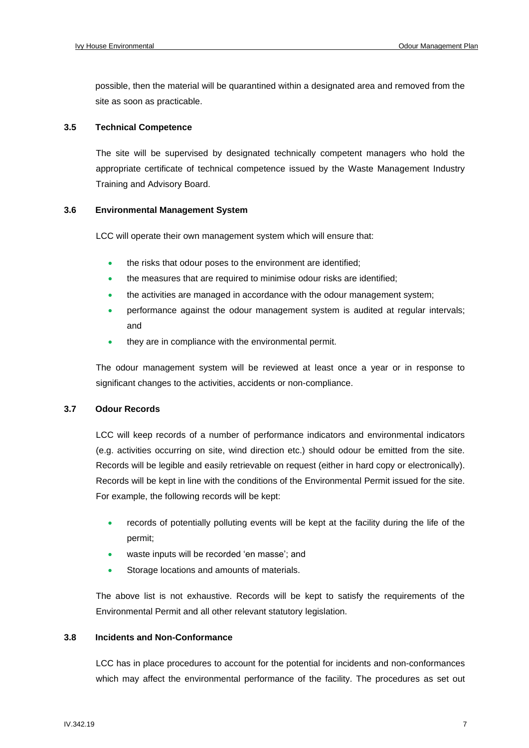possible, then the material will be quarantined within a designated area and removed from the site as soon as practicable.

### 3.5 Technical Competence

The site will be supervised by designated technically competent managers who hold the appropriate certificate of technical competence issued by the Waste Management Industry Training and Advisory Board.

### 3.6 Environmental Management System

LCC will operate their own management system which will ensure that:

- the risks that odour poses to the environment are identified;
- the measures that are required to minimise odour risks are identified;
- the activities are managed in accordance with the odour management system;
- performance against the odour management system is audited at regular intervals; and
- they are in compliance with the environmental permit.

The odour management system will be reviewed at least once a year or in response to significant changes to the activities, accidents or non-compliance.

### 3.7 Odour Records

LCC will keep records of a number of performance indicators and environmental indicators (e.g. activities occurring on site, wind direction etc.) should odour be emitted from the site. Records will be legible and easily retrievable on request (either in hard copy or electronically). Records will be kept in line with the conditions of the Environmental Permit issued for the site. For example, the following records will be kept:

- records of potentially polluting events will be kept at the facility during the life of the permit;
- waste inputs will be recorded 'en masse'; and
- Storage locations and amounts of materials.

The above list is not exhaustive. Records will be kept to satisfy the requirements of the Environmental Permit and all other relevant statutory legislation.

### 3.8 Incidents and Non-Conformance

LCC has in place procedures to account for the potential for incidents and non-conformances which may affect the environmental performance of the facility. The procedures as set out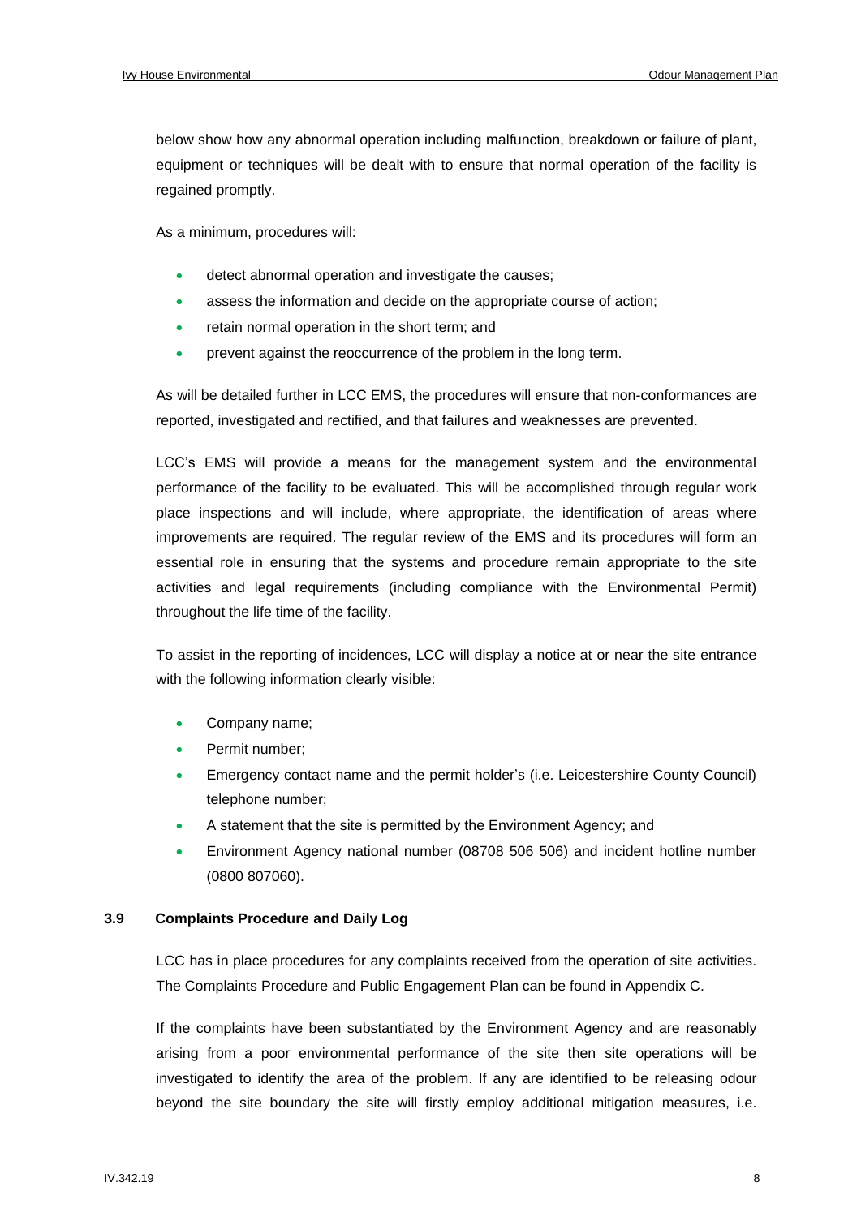below show how any abnormal operation including malfunction, breakdown or failure of plant, equipment or techniques will be dealt with to ensure that normal operation of the facility is regained promptly.

As a minimum, procedures will:

- detect abnormal operation and investigate the causes;
- assess the information and decide on the appropriate course of action;
- retain normal operation in the short term; and
- prevent against the reoccurrence of the problem in the long term.

As will be detailed further in LCC EMS, the procedures will ensure that non-conformances are reported, investigated and rectified, and that failures and weaknesses are prevented.

LCC's EMS will provide a means for the management system and the environmental performance of the facility to be evaluated. This will be accomplished through regular work place inspections and will include, where appropriate, the identification of areas where improvements are required. The regular review of the EMS and its procedures will form an essential role in ensuring that the systems and procedure remain appropriate to the site activities and legal requirements (including compliance with the Environmental Permit) throughout the life time of the facility.

To assist in the reporting of incidences, LCC will display a notice at or near the site entrance with the following information clearly visible:

- Company name;
- Permit number;
- Emergency contact name and the permit holder's (i.e. Leicestershire County Council) telephone number;
- A statement that the site is permitted by the Environment Agency; and
- Environment Agency national number (08708 506 506) and incident hotline number (0800 807060).

### 3.9 Complaints Procedure and Daily Log

LCC has in place procedures for any complaints received from the operation of site activities. The Complaints Procedure and Public Engagement Plan can be found in Appendix C.

If the complaints have been substantiated by the Environment Agency and are reasonably arising from a poor environmental performance of the site then site operations will be investigated to identify the area of the problem. If any are identified to be releasing odour beyond the site boundary the site will firstly employ additional mitigation measures, i.e.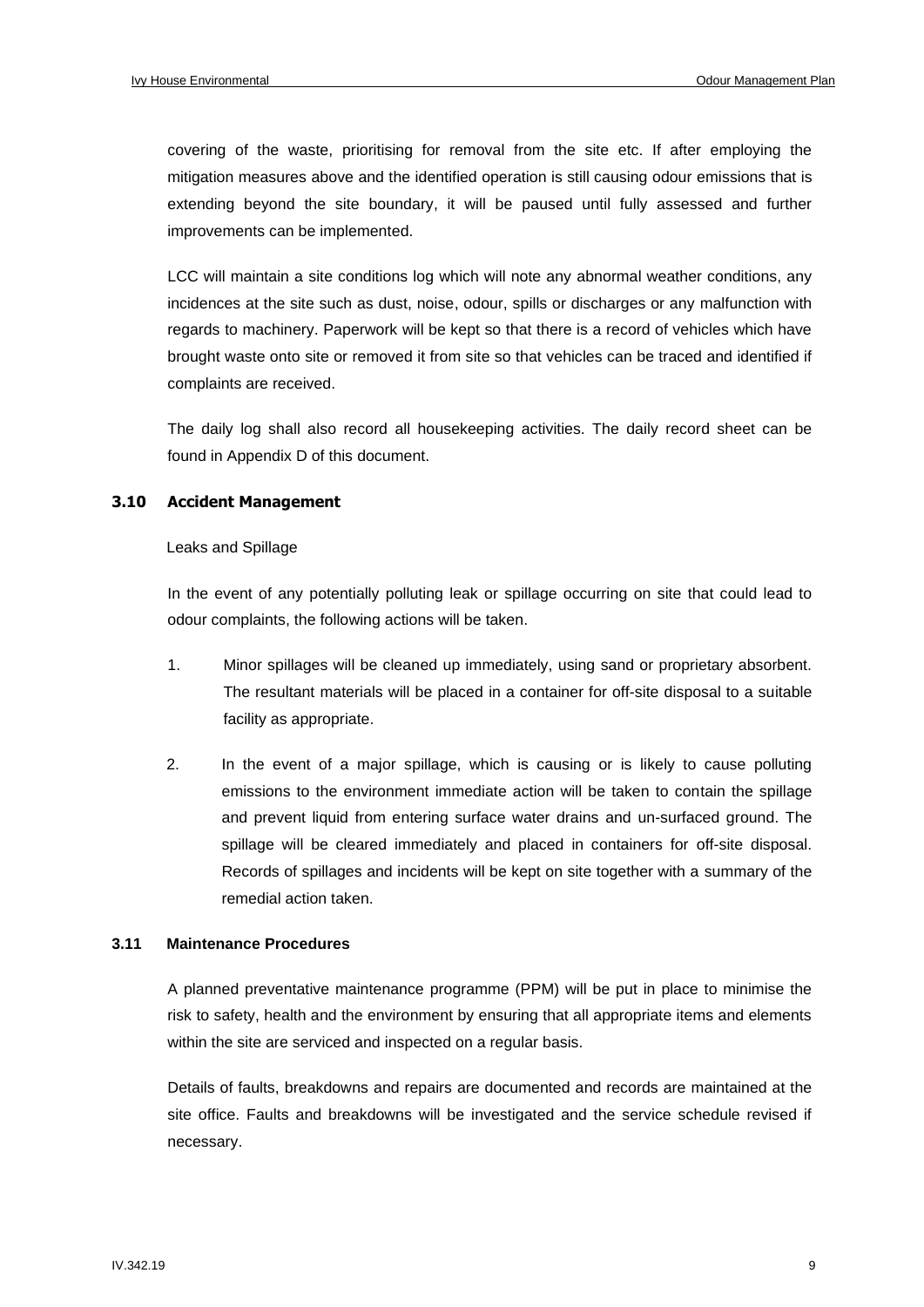covering of the waste, prioritising for removal from the site etc. If after employing the mitigation measures above and the identified operation is still causing odour emissions that is extending beyond the site boundary, it will be paused until fully assessed and further improvements can be implemented.

LCC will maintain a site conditions log which will note any abnormal weather conditions, any incidences at the site such as dust, noise, odour, spills or discharges or any malfunction with regards to machinery. Paperwork will be kept so that there is a record of vehicles which have brought waste onto site or removed it from site so that vehicles can be traced and identified if complaints are received.

The daily log shall also record all housekeeping activities. The daily record sheet can be found in Appendix D of this document.

### 3.10 Accident Management

Leaks and Spillage

In the event of any potentially polluting leak or spillage occurring on site that could lead to odour complaints, the following actions will be taken.

1. Minor spillages will be cleaned up immediately, using sand or proprietary absorbent. The resultant materials will be placed in a container for off-site disposal to a suitable facility as appropriate.

2. In the event of a major spillage, which is causing or is likely to cause polluting emissions to the environment immediate action will be taken to contain the spillage and prevent liquid from entering surface water drains and un-surfaced ground. The spillage will be cleared immediately and placed in containers for off-site disposal. Records of spillages and incidents will be kept on site together with a summary of the remedial action taken.

### 3.11 Maintenance Procedures

A planned preventative maintenance programme (PPM) will be put in place to minimise the risk to safety, health and the environment by ensuring that all appropriate items and elements within the site are serviced and inspected on a regular basis.

Details of faults, breakdowns and repairs are documented and records are maintained at the site office. Faults and breakdowns will be investigated and the service schedule revised if necessary.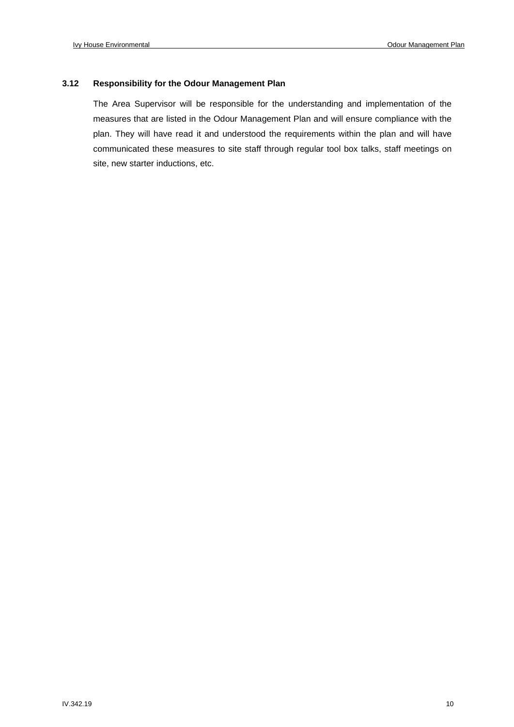### 3.12 Responsibility for the Odour Management Plan

The Area Supervisor will be responsible for the understanding and implementation of the measures that are listed in the Odour Management Plan and will ensure compliance with the plan. They will have read it and understood the requirements within the plan and will have communicated these measures to site staff through regular tool box talks, staff meetings on site, new starter inductions, etc.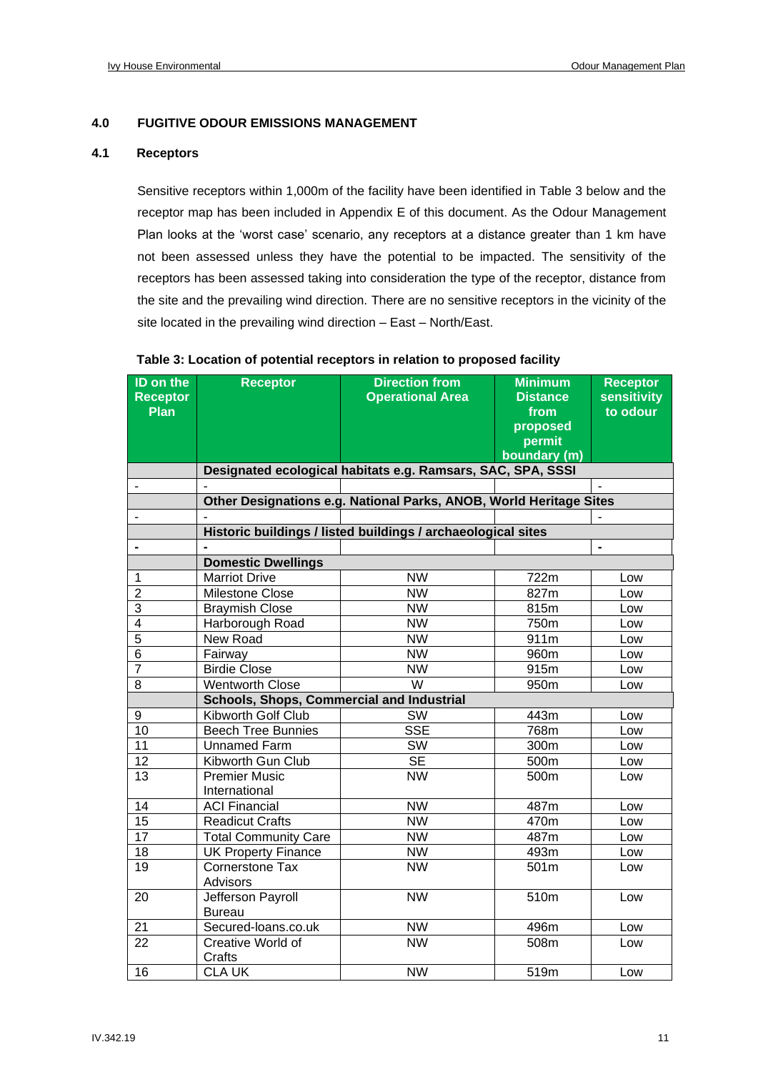## 4.0 FUGITIVE ODOUR EMISSIONS MANAGEMENT

### 4.1 Receptors

Sensitive receptors within 1,000m of the facility have been identified in Table 3 below and the receptor map has been included in Appendix E of this document. As the Odour Management Plan looks at the 'worst case' scenario, any receptors at a distance greater than 1 km have not been assessed unless they have the potential to be impacted. The sensitivity of the receptors has been assessed taking into consideration the type of the receptor, distance from the site and the prevailing wind direction. There are no sensitive receptors in the vicinity of the site located in the prevailing wind direction – East – North/East.

**Table 3: Location of potential receptors in relation to proposed facility**

| ID on the Receptor Plan | Receptor | Direction from Operational Area | Minimum Distance from proposed permit boundary (m) | Receptor sensitivity to odour |
|---|---|---|---|---|
| | **Designated ecological habitats e.g. Ramsars, SAC, SPA, SSSI** | | | |
| - | - | | | - |
| | **Other Designations e.g. National Parks, ANOB, World Heritage Sites** | | | |
| - | - | | | - |
| | **Historic buildings / listed buildings / archaeological sites** | | | |
| **-** | **-** | | | **-** |
| | **Domestic Dwellings** | | | |
| 1 | Marriot Drive | NW | 722m | Low |
| 2 | Milestone Close | NW | 827m | Low |
| 3 | Braymish Close | NW | 815m | Low |
| 4 | Harborough Road | NW | 750m | Low |
| 5 | New Road | NW | 911m | Low |
| 6 | Fairway | NW | 960m | Low |
| 7 | Birdie Close | NW | 915m | Low |
| 8 | Wentworth Close | W | 950m | Low |
| | **Schools, Shops, Commercial and Industrial** | | | |
| 9 | Kibworth Golf Club | SW | 443m | Low |
| 10 | Beech Tree Bunnies | SSE | 768m | Low |
| 11 | Unnamed Farm | SW | 300m | Low |
| 12 | Kibworth Gun Club | SE | 500m | Low |
| 13 | Premier Music International | NW | 500m | Low |
| 14 | ACI Financial | NW | 487m | Low |
| 15 | Readicut Crafts | NW | 470m | Low |
| 17 | Total Community Care | NW | 487m | Low |
| 18 | UK Property Finance | NW | 493m | Low |
| 19 | Cornerstone Tax Advisors | NW | 501m | Low |
| 20 | Jefferson Payroll Bureau | NW | 510m | Low |
| 21 | Secured-loans.co.uk | NW | 496m | Low |
| 22 | Creative World of Crafts | NW | 508m | Low |
| 16 | CLA UK | NW | 519m | Low |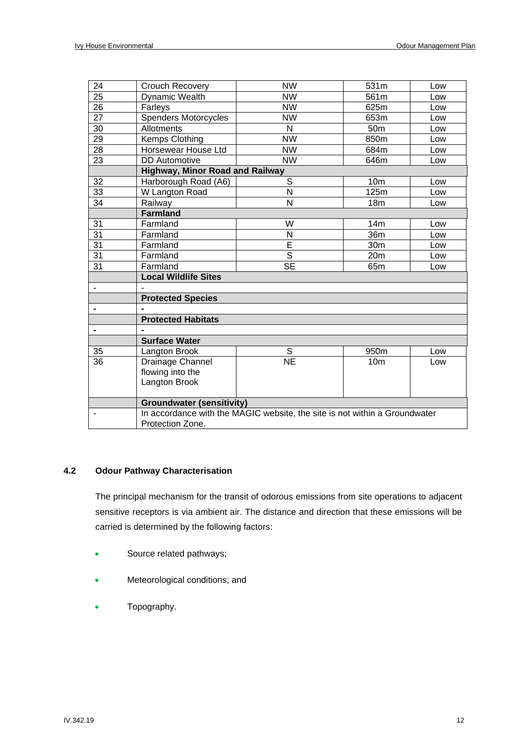| | | | | |
|---|---|---|---|---|
| 24 | Crouch Recovery | NW | 531m | Low |
| 25 | Dynamic Wealth | NW | 561m | Low |
| 26 | Farleys | NW | 625m | Low |
| 27 | Spenders Motorcycles | NW | 653m | Low |
| 30 | Allotments | N | 50m | Low |
| 29 | Kemps Clothing | NW | 850m | Low |
| 28 | Horsewear House Ltd | NW | 684m | Low |
| 23 | DD Automotive | NW | 646m | Low |
| | **Highway, Minor Road and Railway** | | | |
| 32 | Harborough Road (A6) | S | 10m | Low |
| 33 | W Langton Road | N | 125m | Low |
| 34 | Railway | N | 18m | Low |
| | **Farmland** | | | |
| 31 | Farmland | W | 14m | Low |
| 31 | Farmland | N | 36m | Low |
| 31 | Farmland | E | 30m | Low |
| 31 | Farmland | S | 20m | Low |
| 31 | Farmland | SE | 65m | Low |
| | **Local Wildlife Sites** | | | |
| - | - | | | |
| | **Protected Species** | | | |
| - | - | | | |
| | **Protected Habitats** | | | |
| - | - | | | |
| | **Surface Water** | | | |
| 35 | Langton Brook | S | 950m | Low |
| 36 | Drainage Channel flowing into the Langton Brook | NE | 10m | Low |
| | **Groundwater (sensitivity)** | | | |
| - | In accordance with the MAGIC website, the site is not within a Groundwater Protection Zone. | | | |

### 4.2 Odour Pathway Characterisation

The principal mechanism for the transit of odorous emissions from site operations to adjacent sensitive receptors is via ambient air. The distance and direction that these emissions will be carried is determined by the following factors:

- Source related pathways;
- Meteorological conditions; and
- Topography.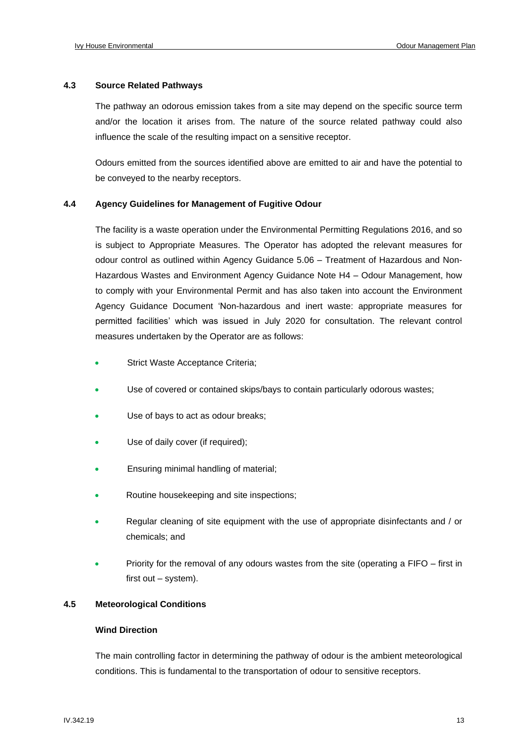### 4.3 Source Related Pathways

The pathway an odorous emission takes from a site may depend on the specific source term and/or the location it arises from. The nature of the source related pathway could also influence the scale of the resulting impact on a sensitive receptor.

Odours emitted from the sources identified above are emitted to air and have the potential to be conveyed to the nearby receptors.

### 4.4 Agency Guidelines for Management of Fugitive Odour

The facility is a waste operation under the Environmental Permitting Regulations 2016, and so is subject to Appropriate Measures. The Operator has adopted the relevant measures for odour control as outlined within Agency Guidance 5.06 – Treatment of Hazardous and Non-Hazardous Wastes and Environment Agency Guidance Note H4 – Odour Management, how to comply with your Environmental Permit and has also taken into account the Environment Agency Guidance Document 'Non-hazardous and inert waste: appropriate measures for permitted facilities' which was issued in July 2020 for consultation. The relevant control measures undertaken by the Operator are as follows:

- Strict Waste Acceptance Criteria;
- Use of covered or contained skips/bays to contain particularly odorous wastes;
- Use of bays to act as odour breaks;
- Use of daily cover (if required);
- Ensuring minimal handling of material;
- Routine housekeeping and site inspections;
- Regular cleaning of site equipment with the use of appropriate disinfectants and / or chemicals; and
- Priority for the removal of any odours wastes from the site (operating a FIFO – first in first out – system).

### 4.5 Meteorological Conditions

**Wind Direction**

The main controlling factor in determining the pathway of odour is the ambient meteorological conditions. This is fundamental to the transportation of odour to sensitive receptors.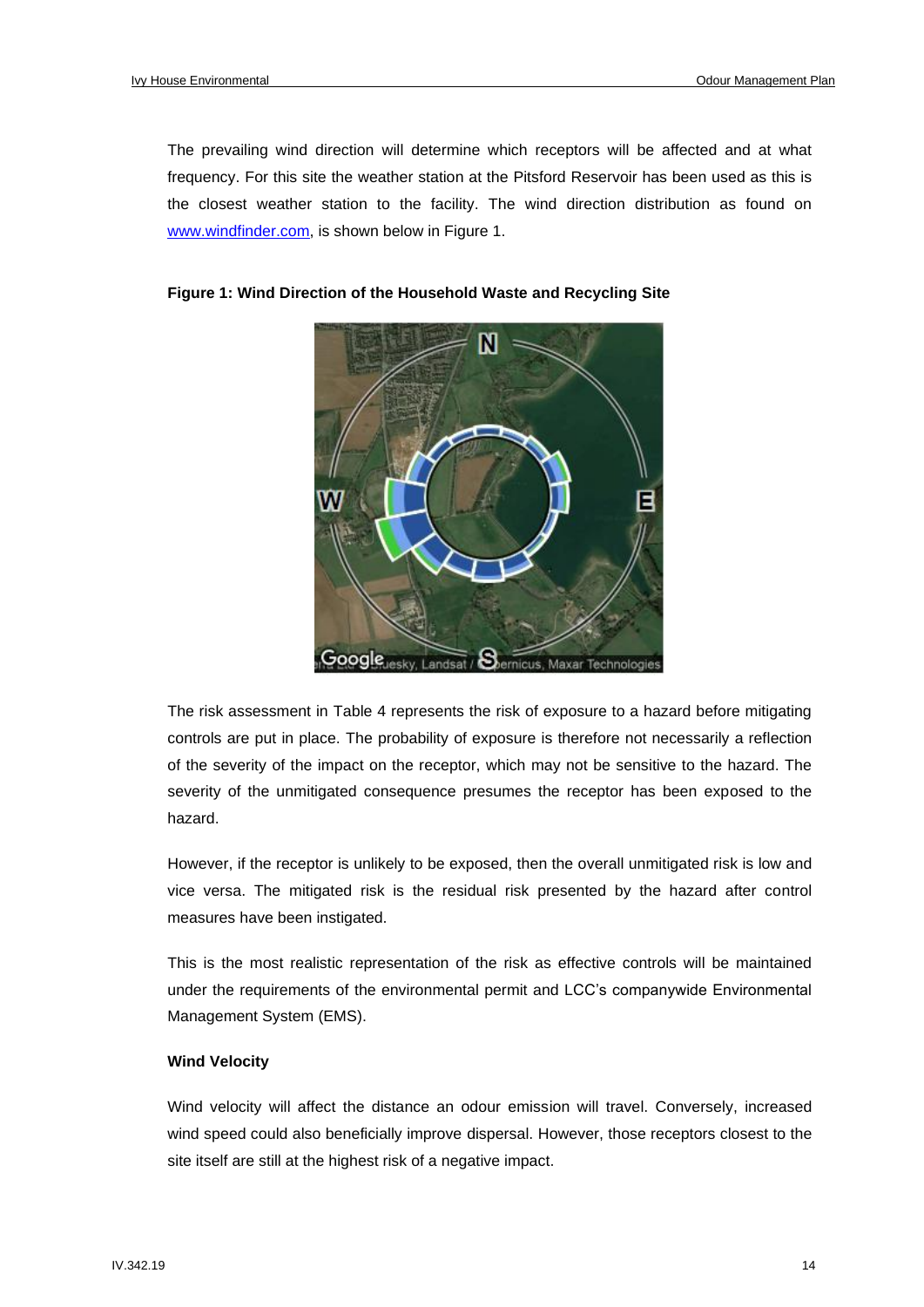The prevailing wind direction will determine which receptors will be affected and at what frequency. For this site the weather station at the Pitsford Reservoir has been used as this is the closest weather station to the facility. The wind direction distribution as found on www.windfinder.com, is shown below in Figure 1.

**Figure 1: Wind Direction of the Household Waste and Recycling Site**

The risk assessment in Table 4 represents the risk of exposure to a hazard before mitigating controls are put in place. The probability of exposure is therefore not necessarily a reflection of the severity of the impact on the receptor, which may not be sensitive to the hazard. The severity of the unmitigated consequence presumes the receptor has been exposed to the hazard.

However, if the receptor is unlikely to be exposed, then the overall unmitigated risk is low and vice versa. The mitigated risk is the residual risk presented by the hazard after control measures have been instigated.

This is the most realistic representation of the risk as effective controls will be maintained under the requirements of the environmental permit and LCC's companywide Environmental Management System (EMS).

**Wind Velocity**

Wind velocity will affect the distance an odour emission will travel. Conversely, increased wind speed could also beneficially improve dispersal. However, those receptors closest to the site itself are still at the highest risk of a negative impact.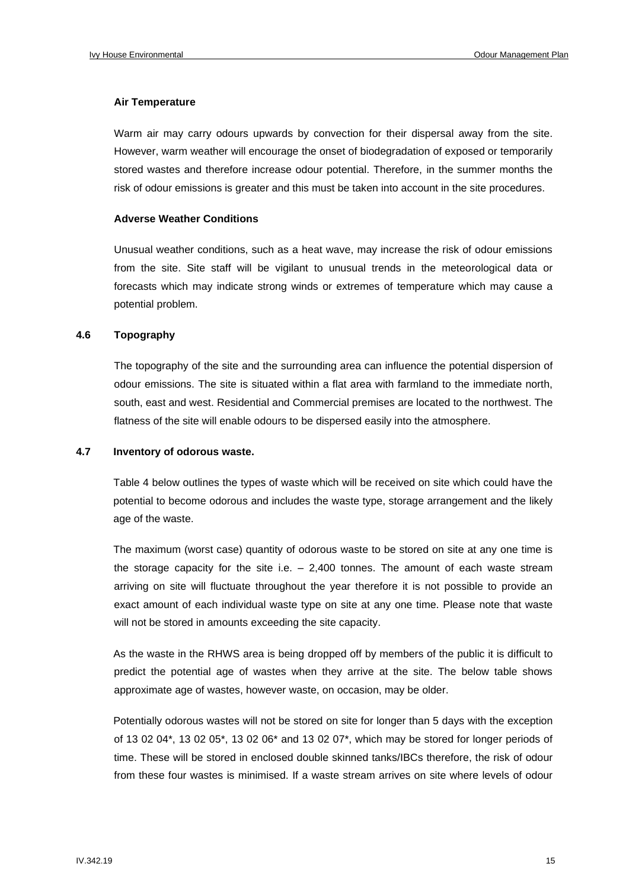**Air Temperature**

Warm air may carry odours upwards by convection for their dispersal away from the site. However, warm weather will encourage the onset of biodegradation of exposed or temporarily stored wastes and therefore increase odour potential. Therefore, in the summer months the risk of odour emissions is greater and this must be taken into account in the site procedures.

**Adverse Weather Conditions**

Unusual weather conditions, such as a heat wave, may increase the risk of odour emissions from the site. Site staff will be vigilant to unusual trends in the meteorological data or forecasts which may indicate strong winds or extremes of temperature which may cause a potential problem.

## 4.6 Topography

The topography of the site and the surrounding area can influence the potential dispersion of odour emissions. The site is situated within a flat area with farmland to the immediate north, south, east and west. Residential and Commercial premises are located to the northwest. The flatness of the site will enable odours to be dispersed easily into the atmosphere.

## 4.7 Inventory of odorous waste.

Table 4 below outlines the types of waste which will be received on site which could have the potential to become odorous and includes the waste type, storage arrangement and the likely age of the waste.

The maximum (worst case) quantity of odorous waste to be stored on site at any one time is the storage capacity for the site i.e. – 2,400 tonnes. The amount of each waste stream arriving on site will fluctuate throughout the year therefore it is not possible to provide an exact amount of each individual waste type on site at any one time. Please note that waste will not be stored in amounts exceeding the site capacity.

As the waste in the RHWS area is being dropped off by members of the public it is difficult to predict the potential age of wastes when they arrive at the site. The below table shows approximate age of wastes, however waste, on occasion, may be older.

Potentially odorous wastes will not be stored on site for longer than 5 days with the exception of 13 02 04*, 13 02 05*, 13 02 06* and 13 02 07*, which may be stored for longer periods of time. These will be stored in enclosed double skinned tanks/IBCs therefore, the risk of odour from these four wastes is minimised. If a waste stream arrives on site where levels of odour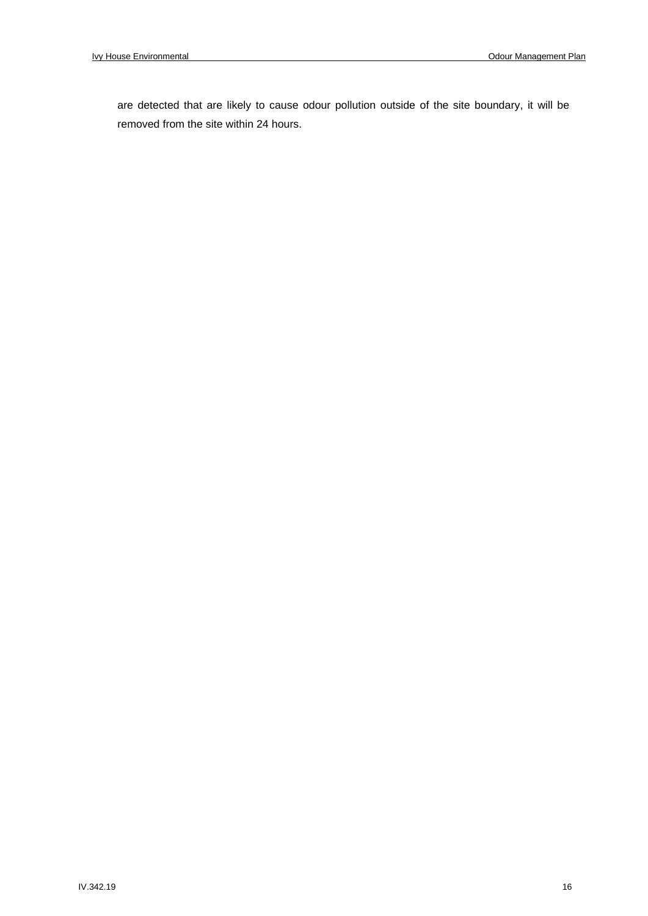are detected that are likely to cause odour pollution outside of the site boundary, it will be removed from the site within 24 hours.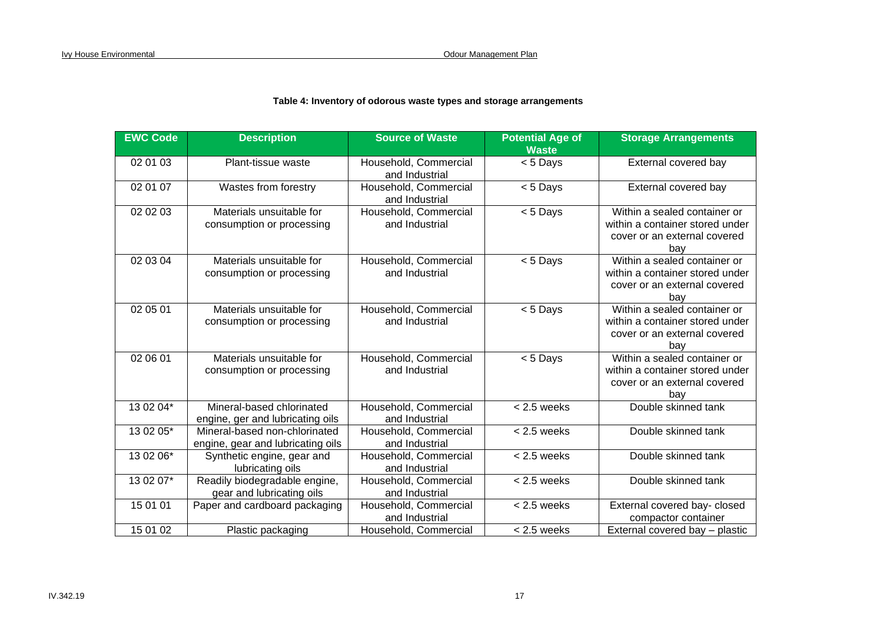**Table 4: Inventory of odorous waste types and storage arrangements**

| EWC Code | Description | Source of Waste | Potential Age of Waste | Storage Arrangements |
|---|---|---|---|---|
| 02 01 03 | Plant-tissue waste | Household, Commercial and Industrial | < 5 Days | External covered bay |
| 02 01 07 | Wastes from forestry | Household, Commercial and Industrial | < 5 Days | External covered bay |
| 02 02 03 | Materials unsuitable for consumption or processing | Household, Commercial and Industrial | < 5 Days | Within a sealed container or within a container stored under cover or an external covered bay |
| 02 03 04 | Materials unsuitable for consumption or processing | Household, Commercial and Industrial | < 5 Days | Within a sealed container or within a container stored under cover or an external covered bay |
| 02 05 01 | Materials unsuitable for consumption or processing | Household, Commercial and Industrial | < 5 Days | Within a sealed container or within a container stored under cover or an external covered bay |
| 02 06 01 | Materials unsuitable for consumption or processing | Household, Commercial and Industrial | < 5 Days | Within a sealed container or within a container stored under cover or an external covered bay |
| 13 02 04* | Mineral-based chlorinated engine, ger and lubricating oils | Household, Commercial and Industrial | < 2.5 weeks | Double skinned tank |
| 13 02 05* | Mineral-based non-chlorinated engine, gear and lubricating oils | Household, Commercial and Industrial | < 2.5 weeks | Double skinned tank |
| 13 02 06* | Synthetic engine, gear and lubricating oils | Household, Commercial and Industrial | < 2.5 weeks | Double skinned tank |
| 13 02 07* | Readily biodegradable engine, gear and lubricating oils | Household, Commercial and Industrial | < 2.5 weeks | Double skinned tank |
| 15 01 01 | Paper and cardboard packaging | Household, Commercial and Industrial | < 2.5 weeks | External covered bay- closed compactor container |
| 15 01 02 | Plastic packaging | Household, Commercial | < 2.5 weeks | External covered bay – plastic |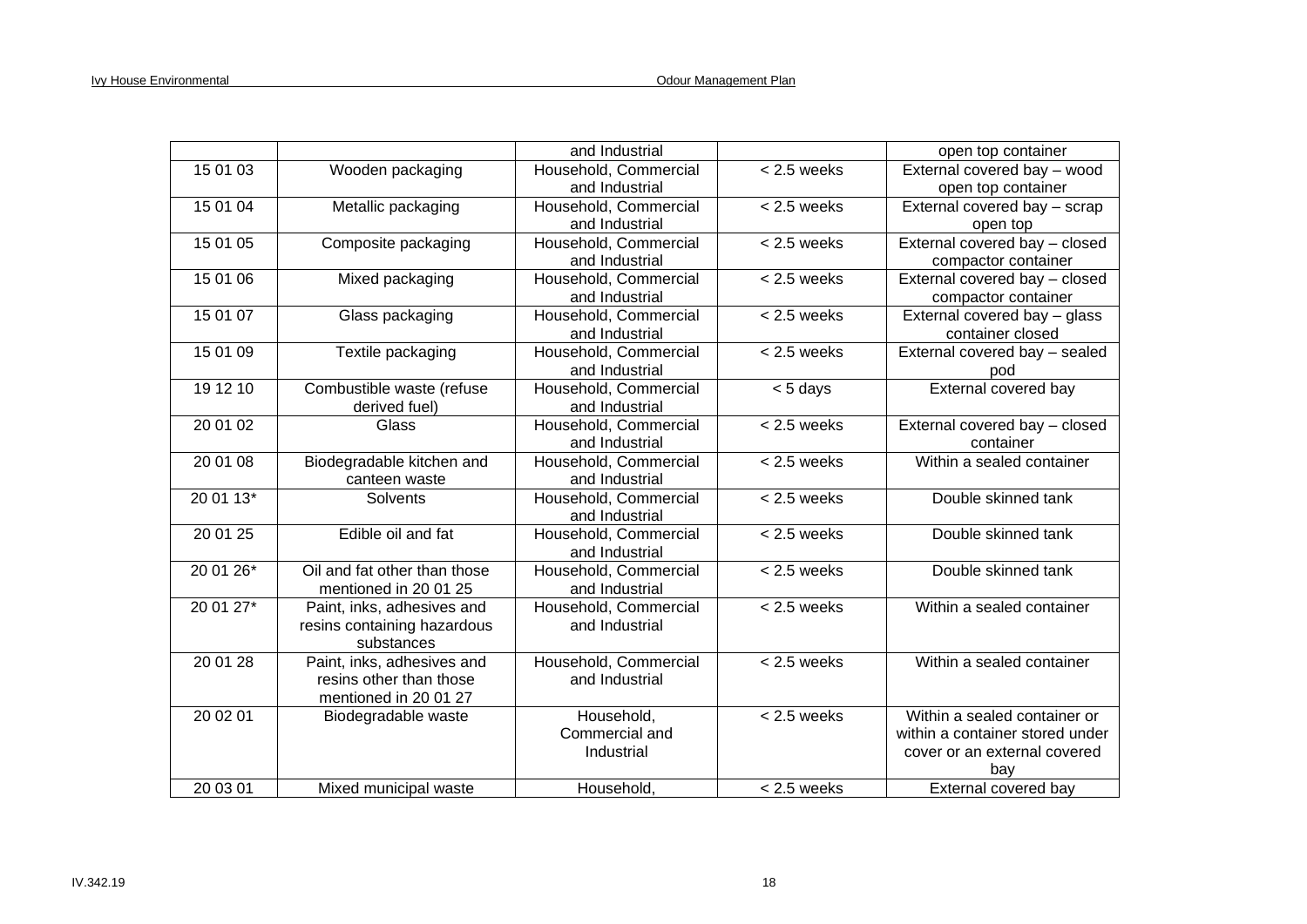|  |  | and Industrial |  | open top container |
|---|---|---|---|---|
| 15 01 03 | Wooden packaging | Household, Commercial and Industrial | < 2.5 weeks | External covered bay – wood open top container |
| 15 01 04 | Metallic packaging | Household, Commercial and Industrial | < 2.5 weeks | External covered bay – scrap open top |
| 15 01 05 | Composite packaging | Household, Commercial and Industrial | < 2.5 weeks | External covered bay – closed compactor container |
| 15 01 06 | Mixed packaging | Household, Commercial and Industrial | < 2.5 weeks | External covered bay – closed compactor container |
| 15 01 07 | Glass packaging | Household, Commercial and Industrial | < 2.5 weeks | External covered bay – glass container closed |
| 15 01 09 | Textile packaging | Household, Commercial and Industrial | < 2.5 weeks | External covered bay – sealed pod |
| 19 12 10 | Combustible waste (refuse derived fuel) | Household, Commercial and Industrial | < 5 days | External covered bay |
| 20 01 02 | Glass | Household, Commercial and Industrial | < 2.5 weeks | External covered bay – closed container |
| 20 01 08 | Biodegradable kitchen and canteen waste | Household, Commercial and Industrial | < 2.5 weeks | Within a sealed container |
| 20 01 13* | Solvents | Household, Commercial and Industrial | < 2.5 weeks | Double skinned tank |
| 20 01 25 | Edible oil and fat | Household, Commercial and Industrial | < 2.5 weeks | Double skinned tank |
| 20 01 26* | Oil and fat other than those mentioned in 20 01 25 | Household, Commercial and Industrial | < 2.5 weeks | Double skinned tank |
| 20 01 27* | Paint, inks, adhesives and resins containing hazardous substances | Household, Commercial and Industrial | < 2.5 weeks | Within a sealed container |
| 20 01 28 | Paint, inks, adhesives and resins other than those mentioned in 20 01 27 | Household, Commercial and Industrial | < 2.5 weeks | Within a sealed container |
| 20 02 01 | Biodegradable waste | Household, Commercial and Industrial | < 2.5 weeks | Within a sealed container or within a container stored under cover or an external covered bay |
| 20 03 01 | Mixed municipal waste | Household, | < 2.5 weeks | External covered bay |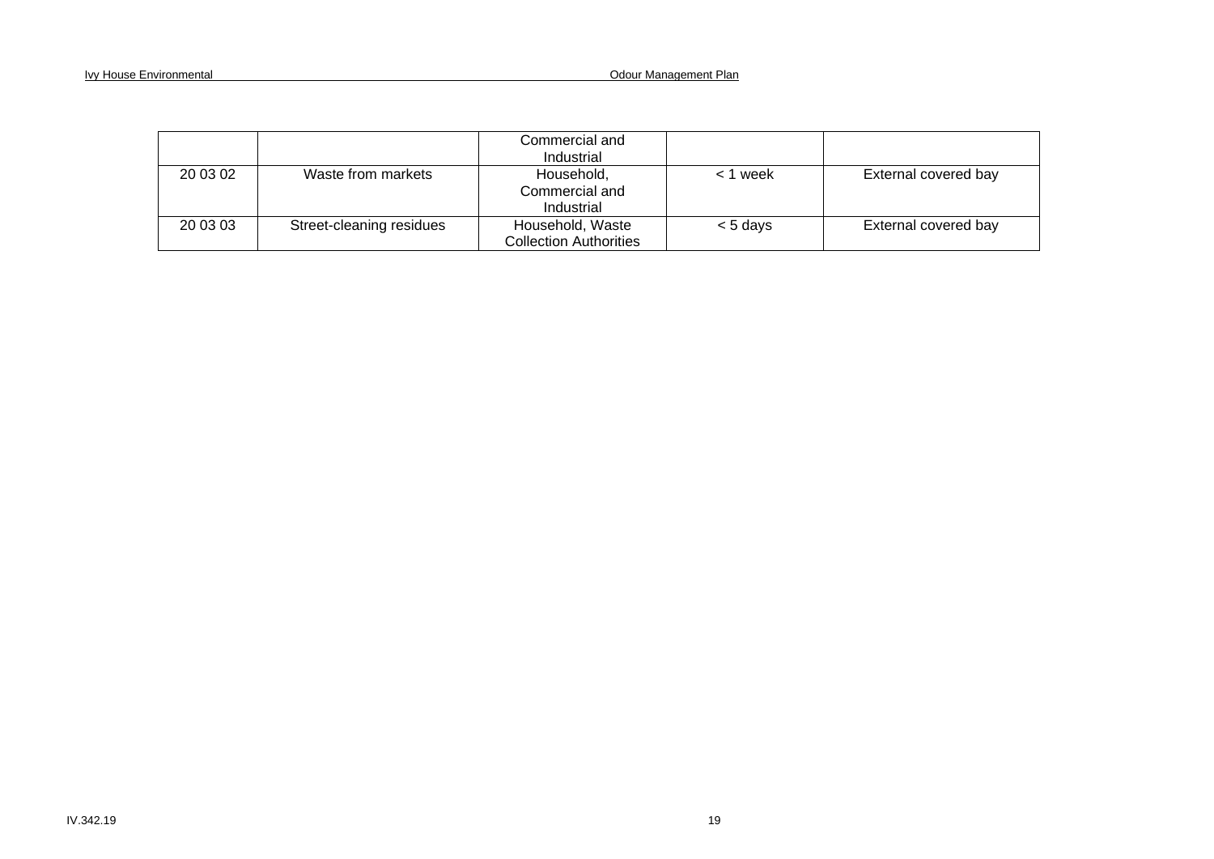| | | Commercial and Industrial | | |
|---|---|---|---|---|
| 20 03 02 | Waste from markets | Household, Commercial and Industrial | < 1 week | External covered bay |
| 20 03 03 | Street-cleaning residues | Household, Waste Collection Authorities | < 5 days | External covered bay |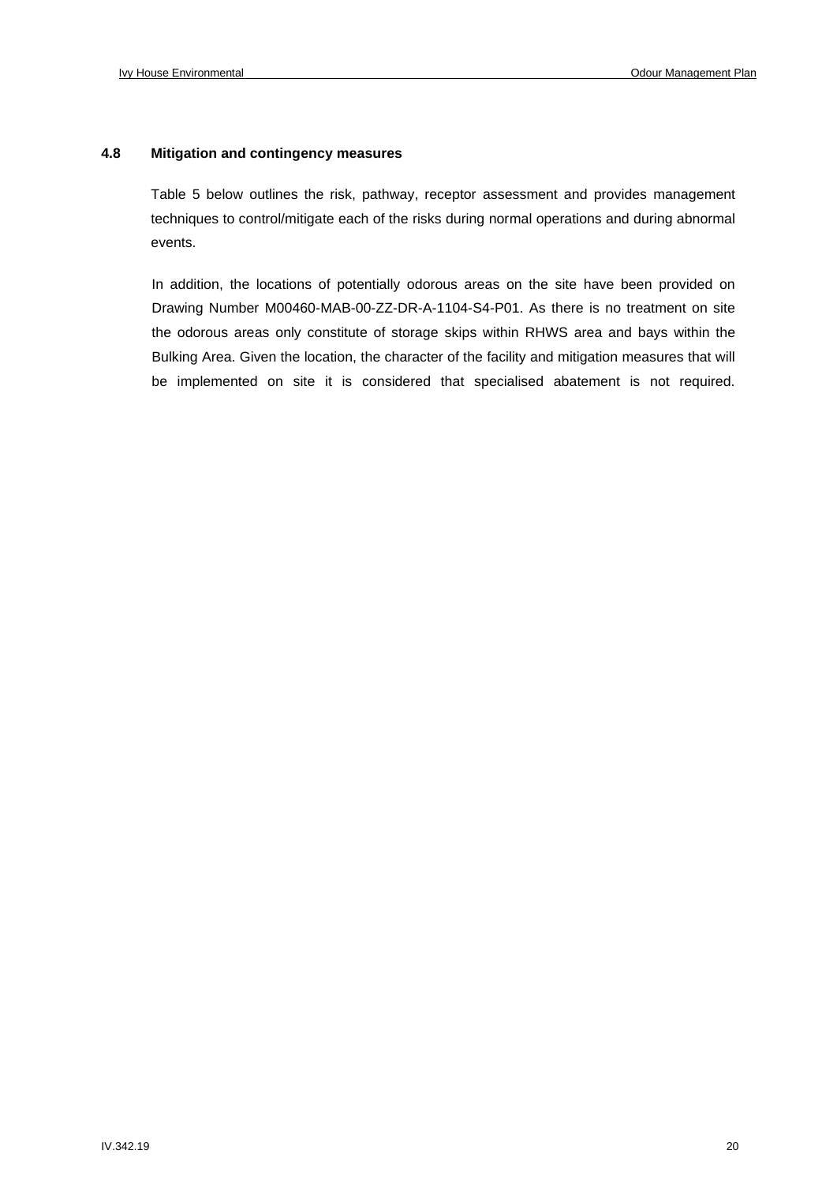### 4.8 Mitigation and contingency measures

Table 5 below outlines the risk, pathway, receptor assessment and provides management techniques to control/mitigate each of the risks during normal operations and during abnormal events.

In addition, the locations of potentially odorous areas on the site have been provided on Drawing Number M00460-MAB-00-ZZ-DR-A-1104-S4-P01. As there is no treatment on site the odorous areas only constitute of storage skips within RHWS area and bays within the Bulking Area. Given the location, the character of the facility and mitigation measures that will be implemented on site it is considered that specialised abatement is not required.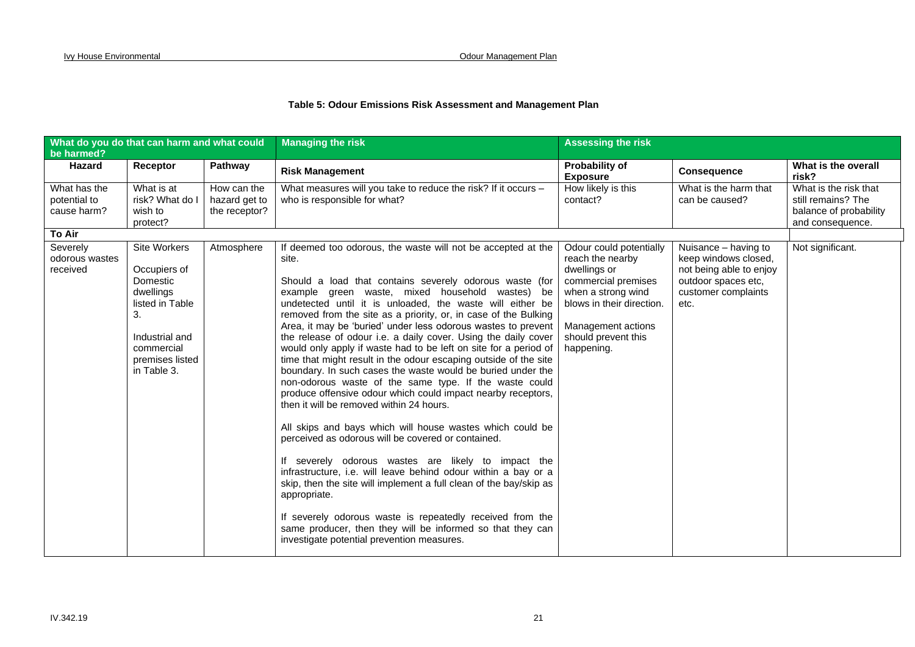**Table 5: Odour Emissions Risk Assessment and Management Plan**

| What do you do that can harm and what could be harmed? | | | Managing the risk | Assessing the risk | | |
|---|---|---|---|---|---|---|
| **Hazard** | **Receptor** | **Pathway** | **Risk Management** | **Probability of Exposure** | **Consequence** | **What is the overall risk?** |
| What has the potential to cause harm? | What is at risk? What do I wish to protect? | How can the hazard get to the receptor? | What measures will you take to reduce the risk? If it occurs – who is responsible for what? | How likely is this contact? | What is the harm that can be caused? | What is the risk that still remains? The balance of probability and consequence. |
| **To Air** | | | | | | |
| Severely odorous wastes received | Site Workers<br><br>Occupiers of Domestic dwellings listed in Table 3.<br><br>Industrial and commercial premises listed in Table 3. | Atmosphere | If deemed too odorous, the waste will not be accepted at the site.<br><br>Should a load that contains severely odorous waste (for example green waste, mixed household wastes) be undetected until it is unloaded, the waste will either be removed from the site as a priority, or, in case of the Bulking Area, it may be 'buried' under less odorous wastes to prevent the release of odour i.e. a daily cover. Using the daily cover would only apply if waste had to be left on site for a period of time that might result in the odour escaping outside of the site boundary. In such cases the waste would be buried under the non-odorous waste of the same type. If the waste could produce offensive odour which could impact nearby receptors, then it will be removed within 24 hours.<br><br>All skips and bays which will house wastes which could be perceived as odorous will be covered or contained.<br><br>If severely odorous wastes are likely to impact the infrastructure, i.e. will leave behind odour within a bay or a skip, then the site will implement a full clean of the bay/skip as appropriate.<br><br>If severely odorous waste is repeatedly received from the same producer, then they will be informed so that they can investigate potential prevention measures. | Odour could potentially reach the nearby dwellings or commercial premises when a strong wind blows in their direction.<br><br>Management actions should prevent this happening. | Nuisance – having to keep windows closed, not being able to enjoy outdoor spaces etc, customer complaints etc. | Not significant. |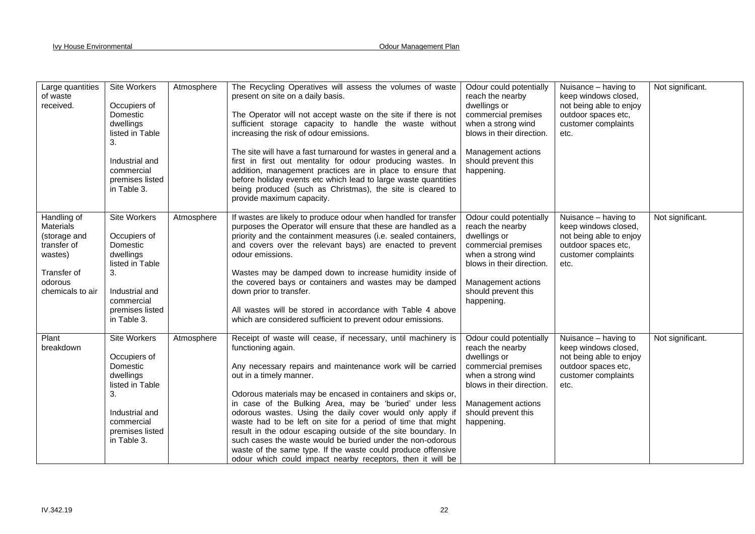| Large quantities of waste received. | Site Workers<br><br>Occupiers of Domestic dwellings listed in Table 3.<br><br>Industrial and commercial premises listed in Table 3. | Atmosphere | The Recycling Operatives will assess the volumes of waste present on site on a daily basis.<br><br>The Operator will not accept waste on the site if there is not sufficient storage capacity to handle the waste without increasing the risk of odour emissions.<br><br>The site will have a fast turnaround for wastes in general and a first in first out mentality for odour producing wastes. In addition, management practices are in place to ensure that before holiday events etc which lead to large waste quantities being produced (such as Christmas), the site is cleared to provide maximum capacity. | Odour could potentially reach the nearby dwellings or commercial premises when a strong wind blows in their direction.<br><br>Management actions should prevent this happening. | Nuisance – having to keep windows closed, not being able to enjoy outdoor spaces etc, customer complaints etc. | Not significant. |
|---|---|---|---|---|---|---|
| Handling of Materials (storage and transfer of wastes)<br><br>Transfer of odorous chemicals to air | Site Workers<br><br>Occupiers of Domestic dwellings listed in Table 3.<br><br>Industrial and commercial premises listed in Table 3. | Atmosphere | If wastes are likely to produce odour when handled for transfer purposes the Operator will ensure that these are handled as a priority and the containment measures (i.e. sealed containers, and covers over the relevant bays) are enacted to prevent odour emissions.<br><br>Wastes may be damped down to increase humidity inside of the covered bays or containers and wastes may be damped down prior to transfer.<br><br>All wastes will be stored in accordance with Table 4 above which are considered sufficient to prevent odour emissions. | Odour could potentially reach the nearby dwellings or commercial premises when a strong wind blows in their direction.<br><br>Management actions should prevent this happening. | Nuisance – having to keep windows closed, not being able to enjoy outdoor spaces etc, customer complaints etc. | Not significant. |
| Plant breakdown | Site Workers<br><br>Occupiers of Domestic dwellings listed in Table 3.<br><br>Industrial and commercial premises listed in Table 3. | Atmosphere | Receipt of waste will cease, if necessary, until machinery is functioning again.<br><br>Any necessary repairs and maintenance work will be carried out in a timely manner.<br><br>Odorous materials may be encased in containers and skips or, in case of the Bulking Area, may be 'buried' under less odorous wastes. Using the daily cover would only apply if waste had to be left on site for a period of time that might result in the odour escaping outside of the site boundary. In such cases the waste would be buried under the non-odorous waste of the same type. If the waste could produce offensive odour which could impact nearby receptors, then it will be | Odour could potentially reach the nearby dwellings or commercial premises when a strong wind blows in their direction.<br><br>Management actions should prevent this happening. | Nuisance – having to keep windows closed, not being able to enjoy outdoor spaces etc, customer complaints etc. | Not significant. |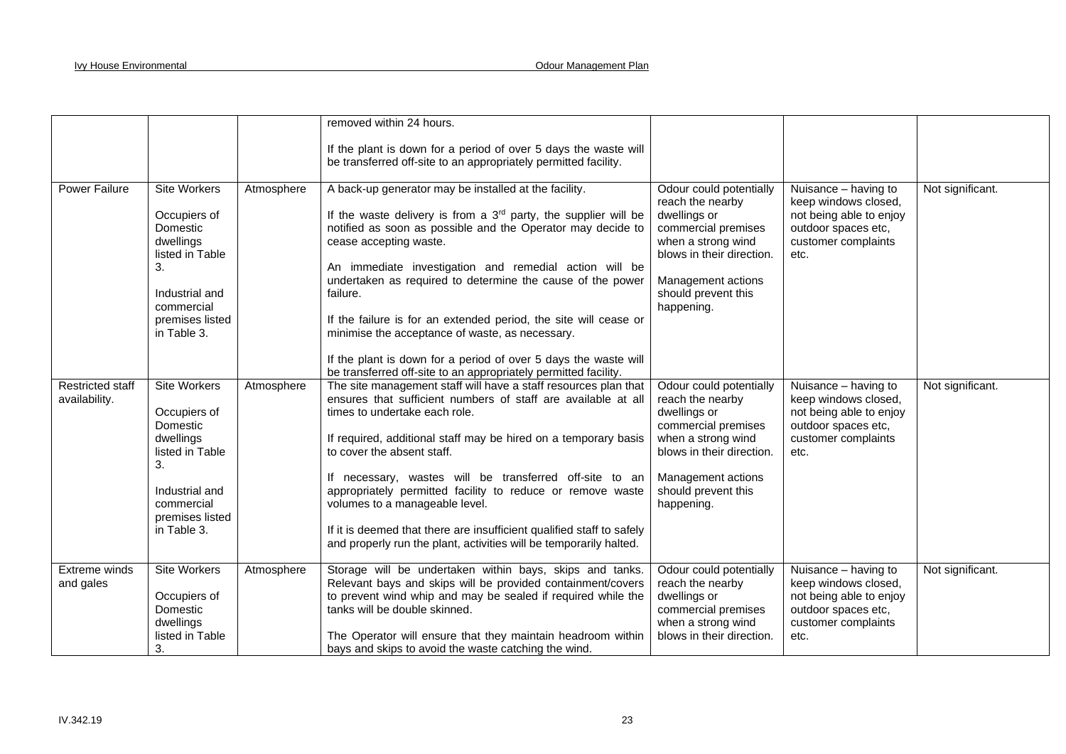| | | | | | | |
|---|---|---|---|---|---|---|
| | | | removed within 24 hours.<br><br>If the plant is down for a period of over 5 days the waste will be transferred off-site to an appropriately permitted facility. | | | |
| Power Failure | Site Workers<br><br>Occupiers of Domestic dwellings listed in Table 3.<br><br>Industrial and commercial premises listed in Table 3. | Atmosphere | A back-up generator may be installed at the facility.<br><br>If the waste delivery is from a 3rd party, the supplier will be notified as soon as possible and the Operator may decide to cease accepting waste.<br><br>An immediate investigation and remedial action will be undertaken as required to determine the cause of the power failure.<br><br>If the failure is for an extended period, the site will cease or minimise the acceptance of waste, as necessary.<br><br>If the plant is down for a period of over 5 days the waste will be transferred off-site to an appropriately permitted facility. | Odour could potentially reach the nearby dwellings or commercial premises when a strong wind blows in their direction.<br><br>Management actions should prevent this happening. | Nuisance – having to keep windows closed, not being able to enjoy outdoor spaces etc, customer complaints etc. | Not significant. |
| Restricted staff availability. | Site Workers<br><br>Occupiers of Domestic dwellings listed in Table 3.<br><br>Industrial and commercial premises listed in Table 3. | Atmosphere | The site management staff will have a staff resources plan that ensures that sufficient numbers of staff are available at all times to undertake each role.<br><br>If required, additional staff may be hired on a temporary basis to cover the absent staff.<br><br>If necessary, wastes will be transferred off-site to an appropriately permitted facility to reduce or remove waste volumes to a manageable level.<br><br>If it is deemed that there are insufficient qualified staff to safely and properly run the plant, activities will be temporarily halted. | Odour could potentially reach the nearby dwellings or commercial premises when a strong wind blows in their direction.<br><br>Management actions should prevent this happening. | Nuisance – having to keep windows closed, not being able to enjoy outdoor spaces etc, customer complaints etc. | Not significant. |
| Extreme winds and gales | Site Workers<br><br>Occupiers of Domestic dwellings listed in Table 3. | Atmosphere | Storage will be undertaken within bays, skips and tanks. Relevant bays and skips will be provided containment/covers to prevent wind whip and may be sealed if required while the tanks will be double skinned.<br><br>The Operator will ensure that they maintain headroom within bays and skips to avoid the waste catching the wind. | Odour could potentially reach the nearby dwellings or commercial premises when a strong wind blows in their direction. | Nuisance – having to keep windows closed, not being able to enjoy outdoor spaces etc, customer complaints etc. | Not significant. |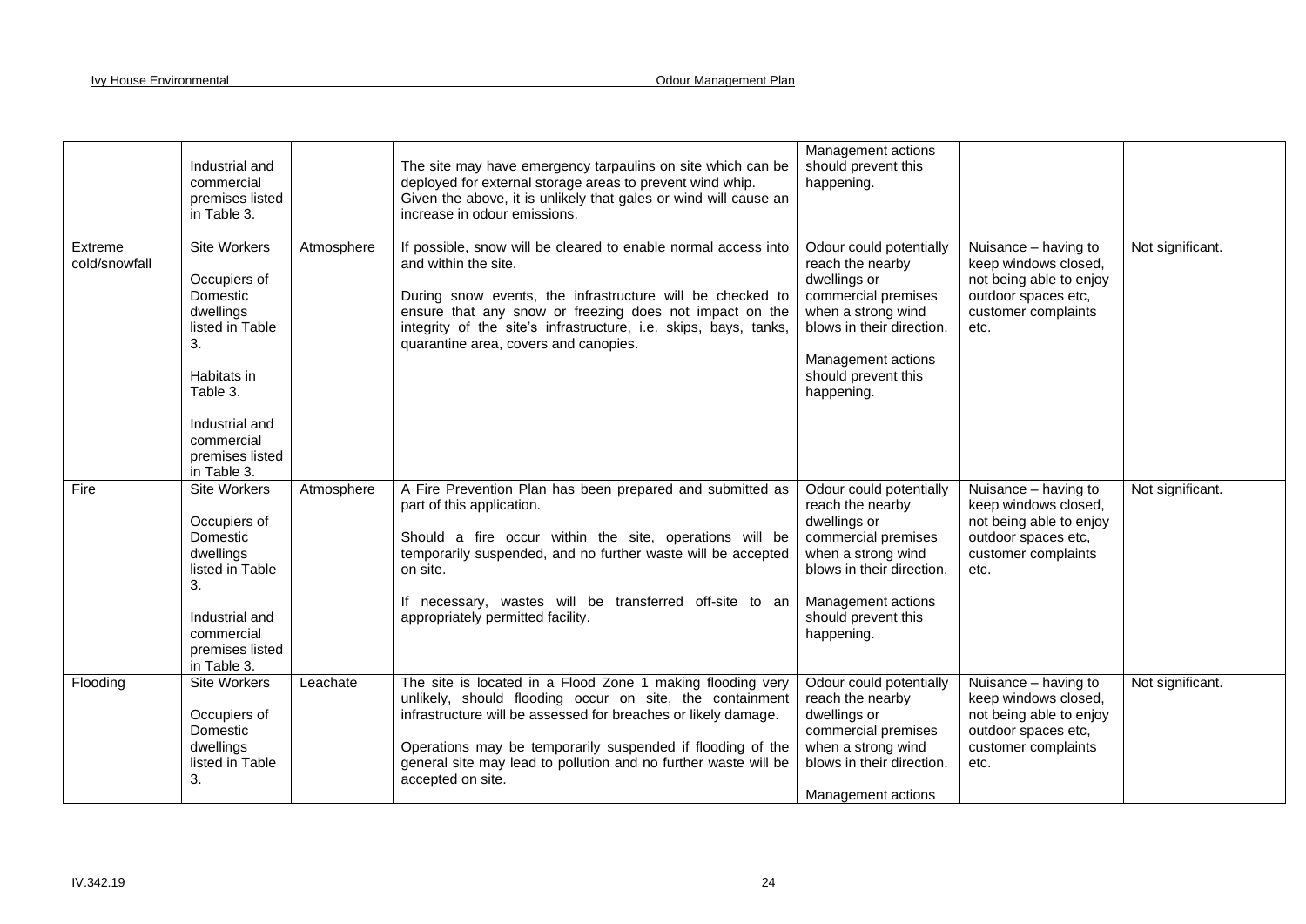| | | | | | | |
|---|---|---|---|---|---|---|
| | Industrial and commercial premises listed in Table 3. | | The site may have emergency tarpaulins on site which can be deployed for external storage areas to prevent wind whip. Given the above, it is unlikely that gales or wind will cause an increase in odour emissions. | Management actions should prevent this happening. | | |
| Extreme cold/snowfall | Site Workers<br><br>Occupiers of Domestic dwellings listed in Table 3.<br><br>Habitats in Table 3.<br><br>Industrial and commercial premises listed in Table 3. | Atmosphere | If possible, snow will be cleared to enable normal access into and within the site.<br><br>During snow events, the infrastructure will be checked to ensure that any snow or freezing does not impact on the integrity of the site's infrastructure, i.e. skips, bays, tanks, quarantine area, covers and canopies. | Odour could potentially reach the nearby dwellings or commercial premises when a strong wind blows in their direction.<br><br>Management actions should prevent this happening. | Nuisance – having to keep windows closed, not being able to enjoy outdoor spaces etc, customer complaints etc. | Not significant. |
| Fire | Site Workers<br><br>Occupiers of Domestic dwellings listed in Table 3.<br><br>Industrial and commercial premises listed in Table 3. | Atmosphere | A Fire Prevention Plan has been prepared and submitted as part of this application.<br><br>Should a fire occur within the site, operations will be temporarily suspended, and no further waste will be accepted on site.<br><br>If necessary, wastes will be transferred off-site to an appropriately permitted facility. | Odour could potentially reach the nearby dwellings or commercial premises when a strong wind blows in their direction.<br><br>Management actions should prevent this happening. | Nuisance – having to keep windows closed, not being able to enjoy outdoor spaces etc, customer complaints etc. | Not significant. |
| Flooding | Site Workers<br><br>Occupiers of Domestic dwellings listed in Table 3. | Leachate | The site is located in a Flood Zone 1 making flooding very unlikely, should flooding occur on site, the containment infrastructure will be assessed for breaches or likely damage.<br><br>Operations may be temporarily suspended if flooding of the general site may lead to pollution and no further waste will be accepted on site. | Odour could potentially reach the nearby dwellings or commercial premises when a strong wind blows in their direction.<br><br>Management actions | Nuisance – having to keep windows closed, not being able to enjoy outdoor spaces etc, customer complaints etc. | Not significant. |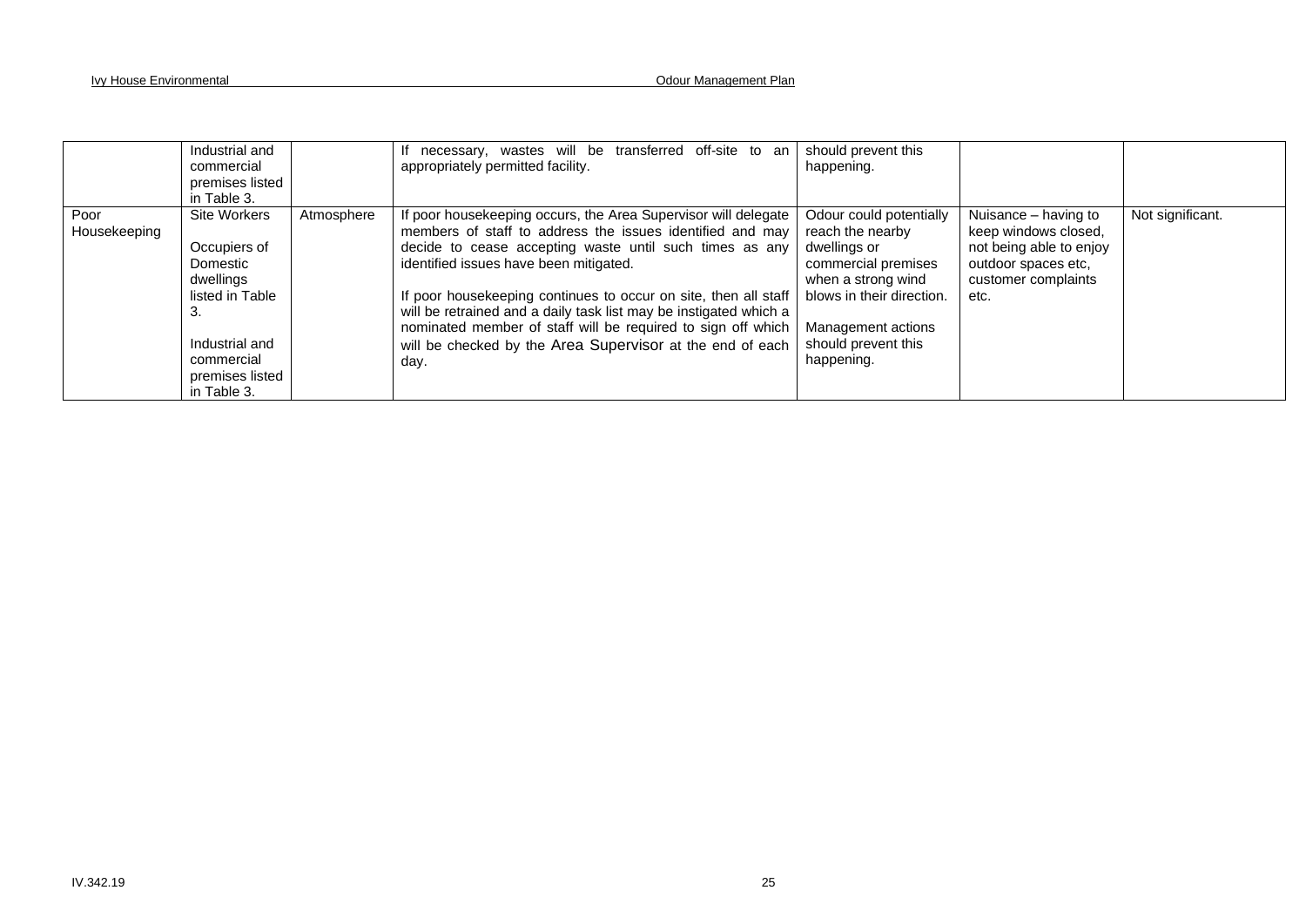| | | | | | | |
|---|---|---|---|---|---|---|
| | Industrial and commercial premises listed in Table 3. | | If necessary, wastes will be transferred off-site to an appropriately permitted facility. | should prevent this happening. | | |
| Poor Housekeeping | Site Workers<br><br>Occupiers of Domestic dwellings listed in Table 3.<br><br>Industrial and commercial premises listed in Table 3. | Atmosphere | If poor housekeeping occurs, the Area Supervisor will delegate members of staff to address the issues identified and may decide to cease accepting waste until such times as any identified issues have been mitigated.<br><br>If poor housekeeping continues to occur on site, then all staff will be retrained and a daily task list may be instigated which a nominated member of staff will be required to sign off which will be checked by the Area Supervisor at the end of each day. | Odour could potentially reach the nearby dwellings or commercial premises when a strong wind blows in their direction.<br><br>Management actions should prevent this happening. | Nuisance – having to keep windows closed, not being able to enjoy outdoor spaces etc, customer complaints etc. | Not significant. |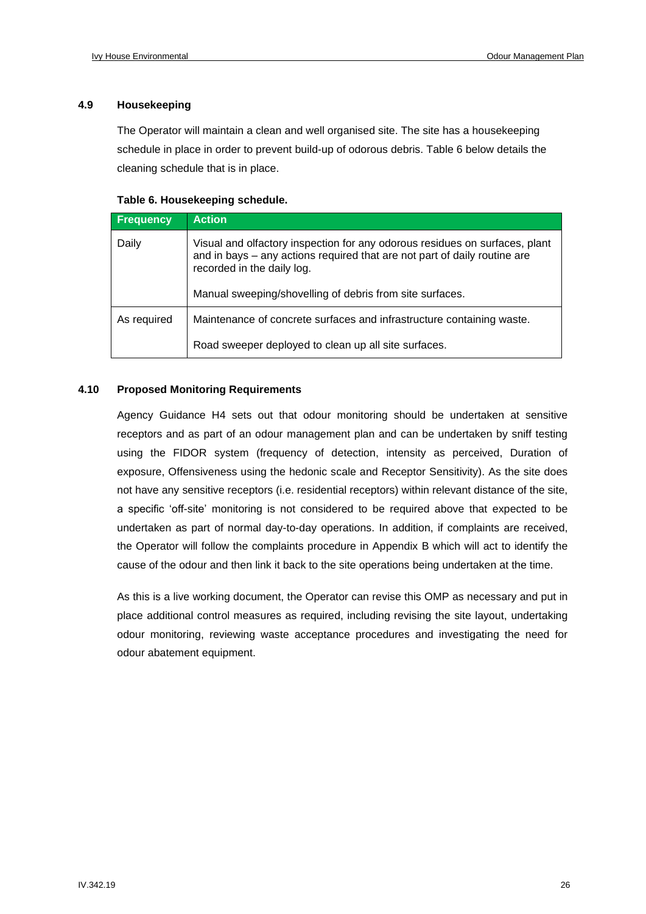### 4.9 Housekeeping

The Operator will maintain a clean and well organised site. The site has a housekeeping schedule in place in order to prevent build-up of odorous debris. Table 6 below details the cleaning schedule that is in place.

**Table 6. Housekeeping schedule.**

| Frequency | Action |
| --- | --- |
| Daily | Visual and olfactory inspection for any odorous residues on surfaces, plant and in bays – any actions required that are not part of daily routine are recorded in the daily log.<br><br>Manual sweeping/shovelling of debris from site surfaces. |
| As required | Maintenance of concrete surfaces and infrastructure containing waste.<br><br>Road sweeper deployed to clean up all site surfaces. |

### 4.10 Proposed Monitoring Requirements

Agency Guidance H4 sets out that odour monitoring should be undertaken at sensitive receptors and as part of an odour management plan and can be undertaken by sniff testing using the FIDOR system (frequency of detection, intensity as perceived, Duration of exposure, Offensiveness using the hedonic scale and Receptor Sensitivity). As the site does not have any sensitive receptors (i.e. residential receptors) within relevant distance of the site, a specific 'off-site' monitoring is not considered to be required above that expected to be undertaken as part of normal day-to-day operations. In addition, if complaints are received, the Operator will follow the complaints procedure in Appendix B which will act to identify the cause of the odour and then link it back to the site operations being undertaken at the time.

As this is a live working document, the Operator can revise this OMP as necessary and put in place additional control measures as required, including revising the site layout, undertaking odour monitoring, reviewing waste acceptance procedures and investigating the need for odour abatement equipment.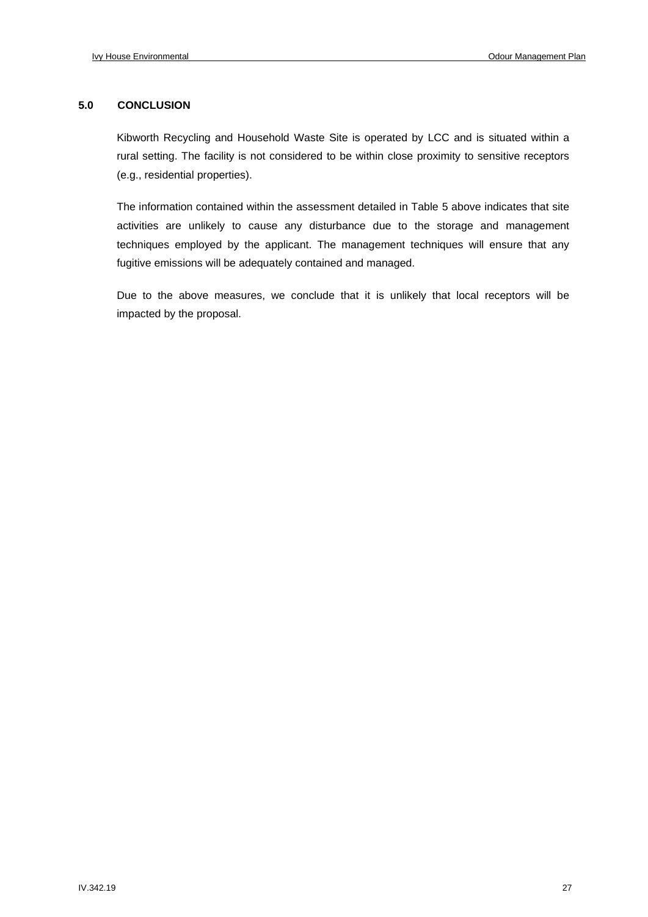## 5.0 CONCLUSION

Kibworth Recycling and Household Waste Site is operated by LCC and is situated within a rural setting. The facility is not considered to be within close proximity to sensitive receptors (e.g., residential properties).

The information contained within the assessment detailed in Table 5 above indicates that site activities are unlikely to cause any disturbance due to the storage and management techniques employed by the applicant. The management techniques will ensure that any fugitive emissions will be adequately contained and managed.

Due to the above measures, we conclude that it is unlikely that local receptors will be impacted by the proposal.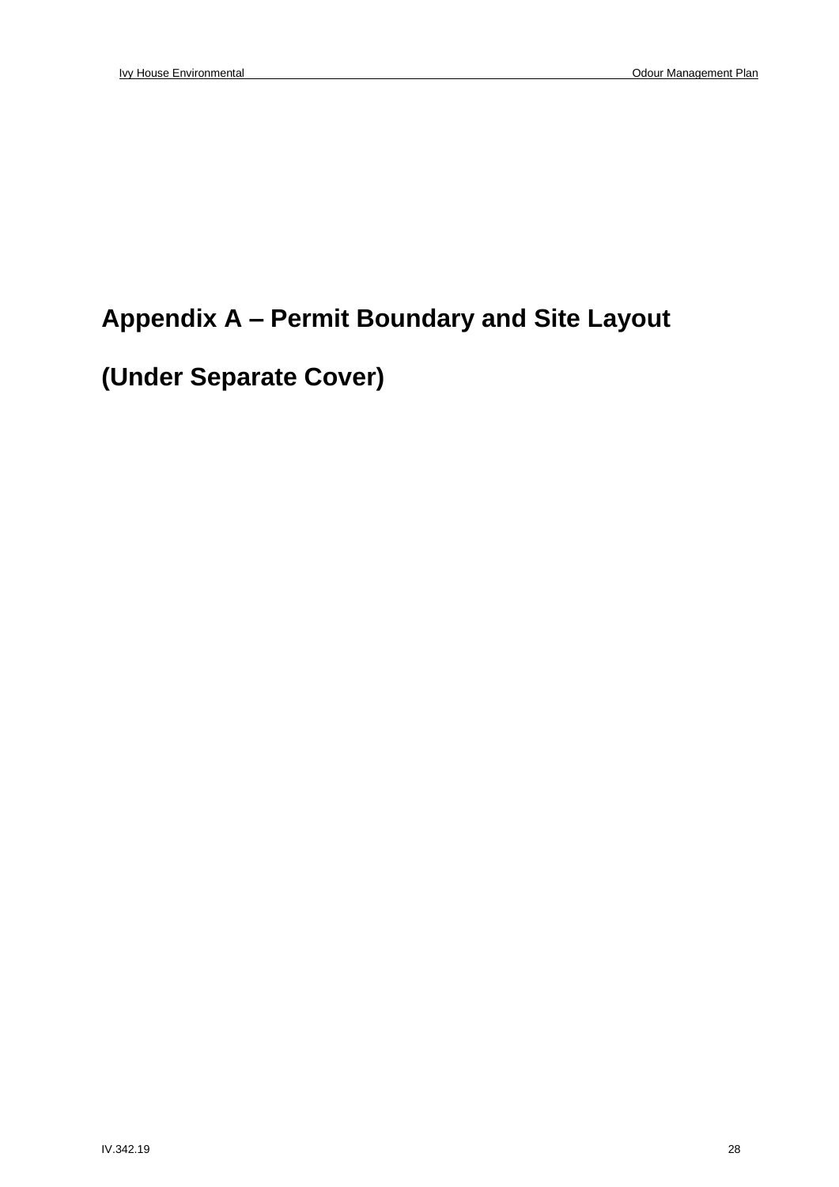# Appendix A – Permit Boundary and Site Layout

# (Under Separate Cover)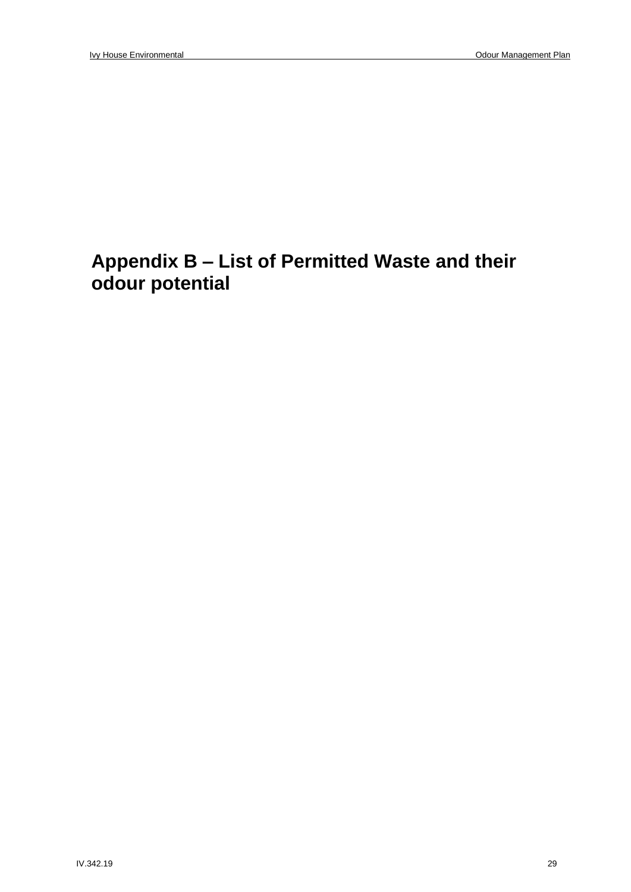# Appendix B – List of Permitted Waste and their odour potential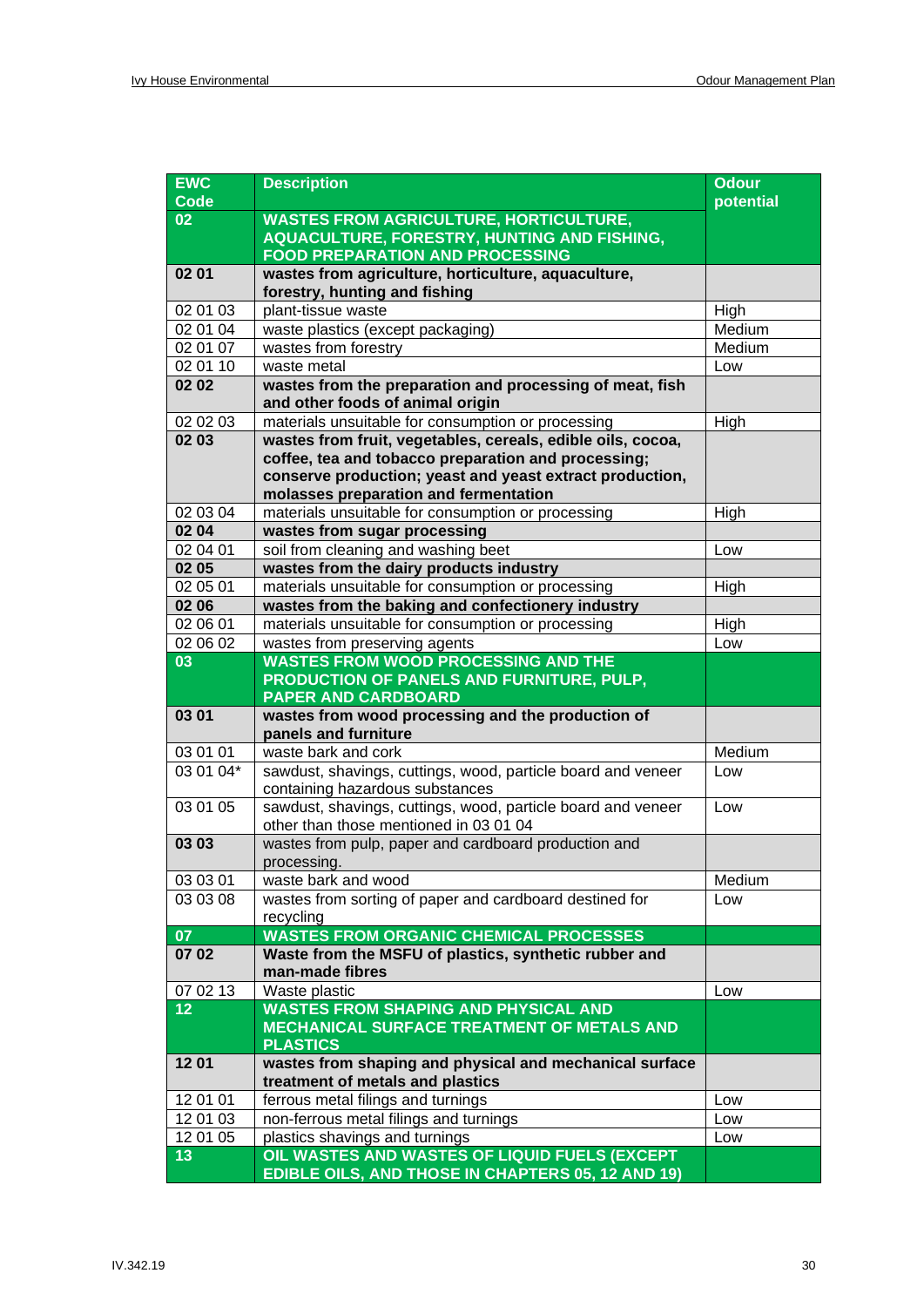| EWC Code | Description | Odour potential |
|---|---|---|
| **02** | **WASTES FROM AGRICULTURE, HORTICULTURE, AQUACULTURE, FORESTRY, HUNTING AND FISHING, FOOD PREPARATION AND PROCESSING** | |
| **02 01** | **wastes from agriculture, horticulture, aquaculture, forestry, hunting and fishing** | |
| 02 01 03 | plant-tissue waste | High |
| 02 01 04 | waste plastics (except packaging) | Medium |
| 02 01 07 | wastes from forestry | Medium |
| 02 01 10 | waste metal | Low |
| **02 02** | **wastes from the preparation and processing of meat, fish and other foods of animal origin** | |
| 02 02 03 | materials unsuitable for consumption or processing | High |
| **02 03** | **wastes from fruit, vegetables, cereals, edible oils, cocoa, coffee, tea and tobacco preparation and processing; conserve production; yeast and yeast extract production, molasses preparation and fermentation** | |
| 02 03 04 | materials unsuitable for consumption or processing | High |
| **02 04** | **wastes from sugar processing** | |
| 02 04 01 | soil from cleaning and washing beet | Low |
| **02 05** | **wastes from the dairy products industry** | |
| 02 05 01 | materials unsuitable for consumption or processing | High |
| **02 06** | **wastes from the baking and confectionery industry** | |
| 02 06 01 | materials unsuitable for consumption or processing | High |
| 02 06 02 | wastes from preserving agents | Low |
| **03** | **WASTES FROM WOOD PROCESSING AND THE PRODUCTION OF PANELS AND FURNITURE, PULP, PAPER AND CARDBOARD** | |
| **03 01** | **wastes from wood processing and the production of panels and furniture** | |
| 03 01 01 | waste bark and cork | Medium |
| 03 01 04* | sawdust, shavings, cuttings, wood, particle board and veneer containing hazardous substances | Low |
| 03 01 05 | sawdust, shavings, cuttings, wood, particle board and veneer other than those mentioned in 03 01 04 | Low |
| **03 03** | wastes from pulp, paper and cardboard production and processing. | |
| 03 03 01 | waste bark and wood | Medium |
| 03 03 08 | wastes from sorting of paper and cardboard destined for recycling | Low |
| **07** | **WASTES FROM ORGANIC CHEMICAL PROCESSES** | |
| **07 02** | **Waste from the MSFU of plastics, synthetic rubber and man-made fibres** | |
| 07 02 13 | Waste plastic | Low |
| **12** | **WASTES FROM SHAPING AND PHYSICAL AND MECHANICAL SURFACE TREATMENT OF METALS AND PLASTICS** | |
| **12 01** | **wastes from shaping and physical and mechanical surface treatment of metals and plastics** | |
| 12 01 01 | ferrous metal filings and turnings | Low |
| 12 01 03 | non-ferrous metal filings and turnings | Low |
| 12 01 05 | plastics shavings and turnings | Low |
| **13** | **OIL WASTES AND WASTES OF LIQUID FUELS (EXCEPT EDIBLE OILS, AND THOSE IN CHAPTERS 05, 12 AND 19)** | |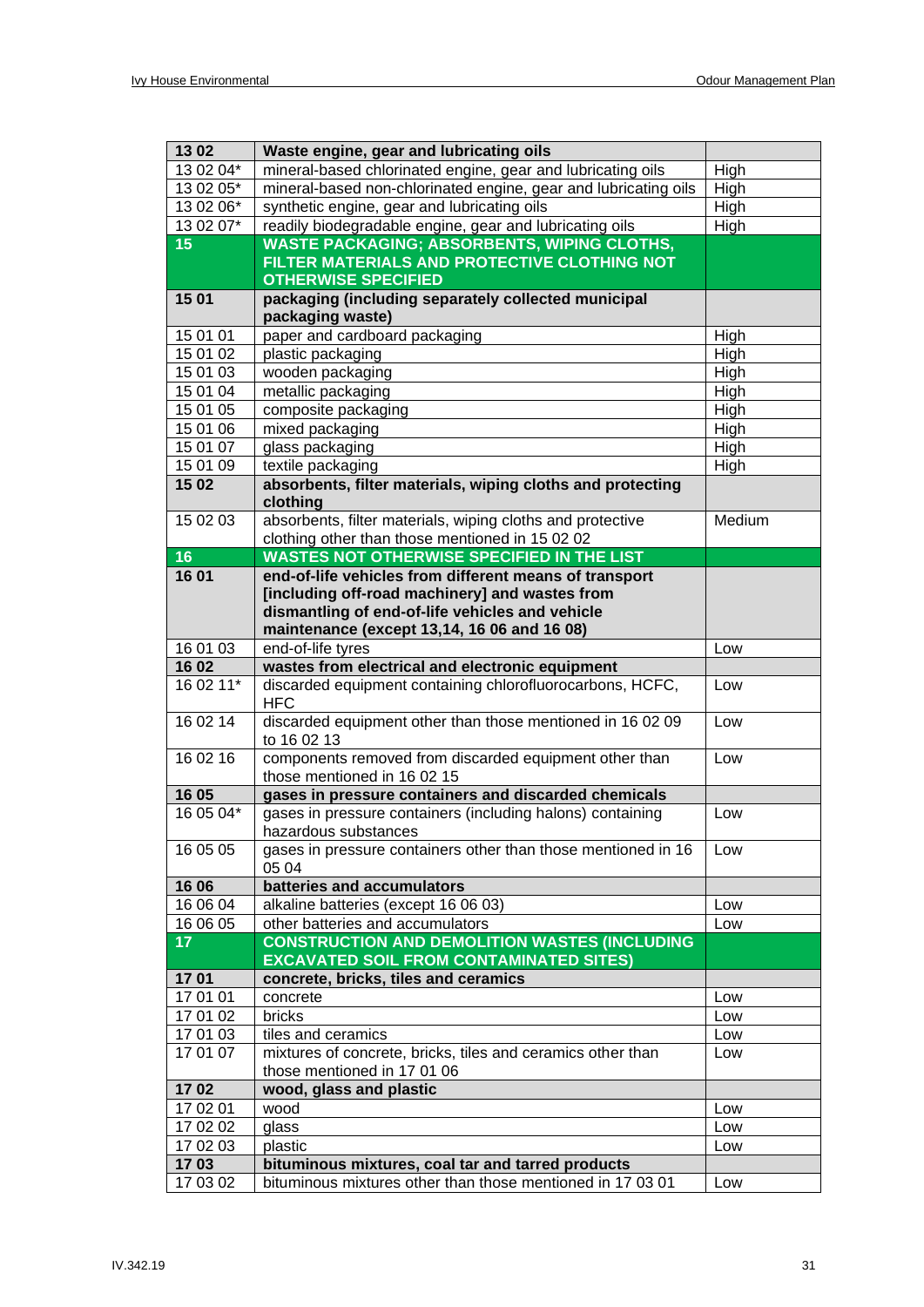| | | |
|---|---|---|
| **13 02** | **Waste engine, gear and lubricating oils** | |
| 13 02 04* | mineral-based chlorinated engine, gear and lubricating oils | High |
| 13 02 05* | mineral-based non-chlorinated engine, gear and lubricating oils | High |
| 13 02 06* | synthetic engine, gear and lubricating oils | High |
| 13 02 07* | readily biodegradable engine, gear and lubricating oils | High |
| **15** | **WASTE PACKAGING; ABSORBENTS, WIPING CLOTHS, FILTER MATERIALS AND PROTECTIVE CLOTHING NOT OTHERWISE SPECIFIED** | |
| **15 01** | **packaging (including separately collected municipal packaging waste)** | |
| 15 01 01 | paper and cardboard packaging | High |
| 15 01 02 | plastic packaging | High |
| 15 01 03 | wooden packaging | High |
| 15 01 04 | metallic packaging | High |
| 15 01 05 | composite packaging | High |
| 15 01 06 | mixed packaging | High |
| 15 01 07 | glass packaging | High |
| 15 01 09 | textile packaging | High |
| **15 02** | **absorbents, filter materials, wiping cloths and protecting clothing** | |
| 15 02 03 | absorbents, filter materials, wiping cloths and protective clothing other than those mentioned in 15 02 02 | Medium |
| **16** | **WASTES NOT OTHERWISE SPECIFIED IN THE LIST** | |
| **16 01** | **end-of-life vehicles from different means of transport [including off-road machinery] and wastes from dismantling of end-of-life vehicles and vehicle maintenance (except 13,14, 16 06 and 16 08)** | |
| 16 01 03 | end-of-life tyres | Low |
| **16 02** | **wastes from electrical and electronic equipment** | |
| 16 02 11* | discarded equipment containing chlorofluorocarbons, HCFC, HFC | Low |
| 16 02 14 | discarded equipment other than those mentioned in 16 02 09 to 16 02 13 | Low |
| 16 02 16 | components removed from discarded equipment other than those mentioned in 16 02 15 | Low |
| **16 05** | **gases in pressure containers and discarded chemicals** | |
| 16 05 04* | gases in pressure containers (including halons) containing hazardous substances | Low |
| 16 05 05 | gases in pressure containers other than those mentioned in 16 05 04 | Low |
| **16 06** | **batteries and accumulators** | |
| 16 06 04 | alkaline batteries (except 16 06 03) | Low |
| 16 06 05 | other batteries and accumulators | Low |
| **17** | **CONSTRUCTION AND DEMOLITION WASTES (INCLUDING EXCAVATED SOIL FROM CONTAMINATED SITES)** | |
| **17 01** | **concrete, bricks, tiles and ceramics** | |
| 17 01 01 | concrete | Low |
| 17 01 02 | bricks | Low |
| 17 01 03 | tiles and ceramics | Low |
| 17 01 07 | mixtures of concrete, bricks, tiles and ceramics other than those mentioned in 17 01 06 | Low |
| **17 02** | **wood, glass and plastic** | |
| 17 02 01 | wood | Low |
| 17 02 02 | glass | Low |
| 17 02 03 | plastic | Low |
| **17 03** | **bituminous mixtures, coal tar and tarred products** | |
| 17 03 02 | bituminous mixtures other than those mentioned in 17 03 01 | Low |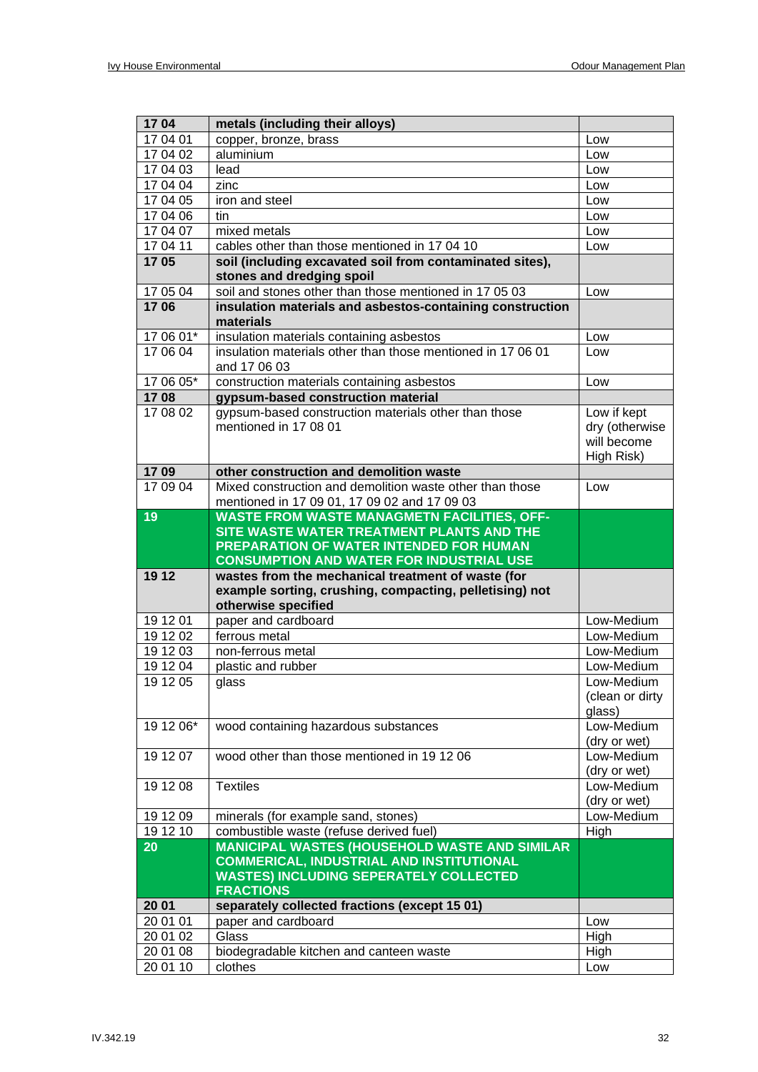| 17 04 | **metals (including their alloys)** | |
|---|---|---|
| 17 04 01 | copper, bronze, brass | Low |
| 17 04 02 | aluminium | Low |
| 17 04 03 | lead | Low |
| 17 04 04 | zinc | Low |
| 17 04 05 | iron and steel | Low |
| 17 04 06 | tin | Low |
| 17 04 07 | mixed metals | Low |
| 17 04 11 | cables other than those mentioned in 17 04 10 | Low |
| **17 05** | **soil (including excavated soil from contaminated sites), stones and dredging spoil** | |
| 17 05 04 | soil and stones other than those mentioned in 17 05 03 | Low |
| **17 06** | **insulation materials and asbestos-containing construction materials** | |
| 17 06 01* | insulation materials containing asbestos | Low |
| 17 06 04 | insulation materials other than those mentioned in 17 06 01 and 17 06 03 | Low |
| 17 06 05* | construction materials containing asbestos | Low |
| **17 08** | **gypsum-based construction material** | |
| 17 08 02 | gypsum-based construction materials other than those mentioned in 17 08 01 | Low if kept dry (otherwise will become High Risk) |
| **17 09** | **other construction and demolition waste** | |
| 17 09 04 | Mixed construction and demolition waste other than those mentioned in 17 09 01, 17 09 02 and 17 09 03 | Low |
| **19** | **WASTE FROM WASTE MANAGMETN FACILITIES, OFF-SITE WASTE WATER TREATMENT PLANTS AND THE PREPARATION OF WATER INTENDED FOR HUMAN CONSUMPTION AND WATER FOR INDUSTRIAL USE** | |
| **19 12** | **wastes from the mechanical treatment of waste (for example sorting, crushing, compacting, pelletising) not otherwise specified** | |
| 19 12 01 | paper and cardboard | Low-Medium |
| 19 12 02 | ferrous metal | Low-Medium |
| 19 12 03 | non-ferrous metal | Low-Medium |
| 19 12 04 | plastic and rubber | Low-Medium |
| 19 12 05 | glass | Low-Medium (clean or dirty glass) |
| 19 12 06* | wood containing hazardous substances | Low-Medium (dry or wet) |
| 19 12 07 | wood other than those mentioned in 19 12 06 | Low-Medium (dry or wet) |
| 19 12 08 | Textiles | Low-Medium (dry or wet) |
| 19 12 09 | minerals (for example sand, stones) | Low-Medium |
| 19 12 10 | combustible waste (refuse derived fuel) | High |
| **20** | **MANICIPAL WASTES (HOUSEHOLD WASTE AND SIMILAR COMMERICAL, INDUSTRIAL AND INSTITUTIONAL WASTES) INCLUDING SEPERATELY COLLECTED FRACTIONS** | |
| **20 01** | **separately collected fractions (except 15 01)** | |
| 20 01 01 | paper and cardboard | Low |
| 20 01 02 | Glass | High |
| 20 01 08 | biodegradable kitchen and canteen waste | High |
| 20 01 10 | clothes | Low |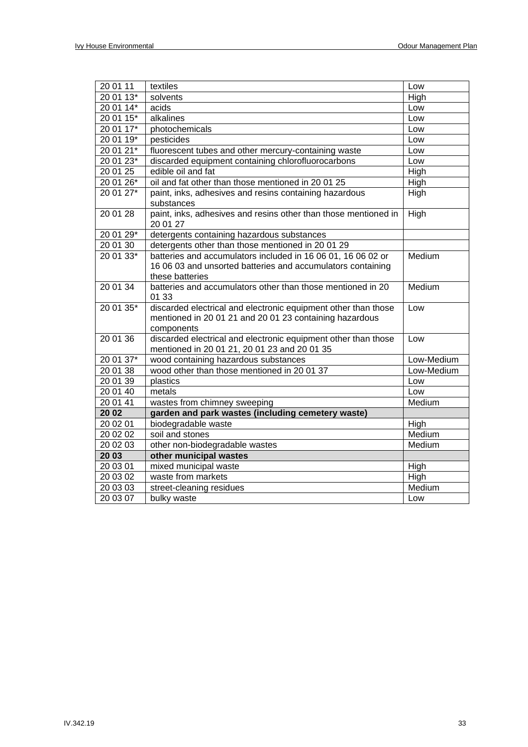| 20 01 11 | textiles | Low |
|---|---|---|
| 20 01 13* | solvents | High |
| 20 01 14* | acids | Low |
| 20 01 15* | alkalines | Low |
| 20 01 17* | photochemicals | Low |
| 20 01 19* | pesticides | Low |
| 20 01 21* | fluorescent tubes and other mercury-containing waste | Low |
| 20 01 23* | discarded equipment containing chlorofluorocarbons | Low |
| 20 01 25 | edible oil and fat | High |
| 20 01 26* | oil and fat other than those mentioned in 20 01 25 | High |
| 20 01 27* | paint, inks, adhesives and resins containing hazardous substances | High |
| 20 01 28 | paint, inks, adhesives and resins other than those mentioned in 20 01 27 | High |
| 20 01 29* | detergents containing hazardous substances | |
| 20 01 30 | detergents other than those mentioned in 20 01 29 | |
| 20 01 33* | batteries and accumulators included in 16 06 01, 16 06 02 or 16 06 03 and unsorted batteries and accumulators containing these batteries | Medium |
| 20 01 34 | batteries and accumulators other than those mentioned in 20 01 33 | Medium |
| 20 01 35* | discarded electrical and electronic equipment other than those mentioned in 20 01 21 and 20 01 23 containing hazardous components | Low |
| 20 01 36 | discarded electrical and electronic equipment other than those mentioned in 20 01 21, 20 01 23 and 20 01 35 | Low |
| 20 01 37* | wood containing hazardous substances | Low-Medium |
| 20 01 38 | wood other than those mentioned in 20 01 37 | Low-Medium |
| 20 01 39 | plastics | Low |
| 20 01 40 | metals | Low |
| 20 01 41 | wastes from chimney sweeping | Medium |
| **20 02** | **garden and park wastes (including cemetery waste)** | |
| 20 02 01 | biodegradable waste | High |
| 20 02 02 | soil and stones | Medium |
| 20 02 03 | other non-biodegradable wastes | Medium |
| **20 03** | **other municipal wastes** | |
| 20 03 01 | mixed municipal waste | High |
| 20 03 02 | waste from markets | High |
| 20 03 03 | street-cleaning residues | Medium |
| 20 03 07 | bulky waste | Low |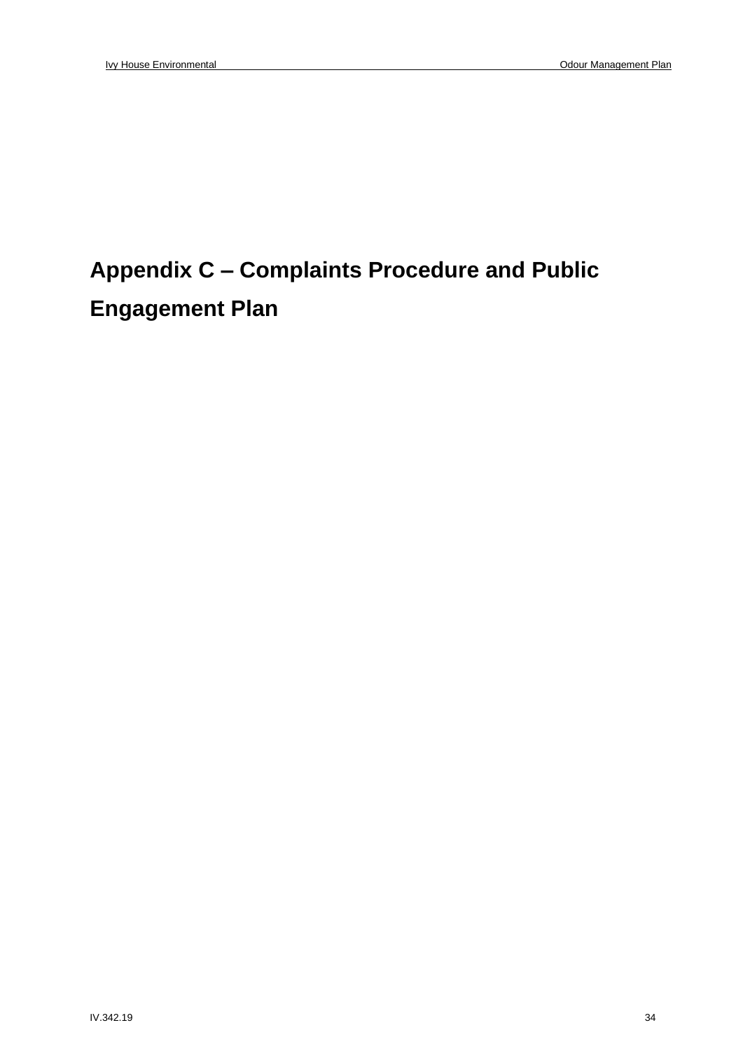# Appendix C – Complaints Procedure and Public Engagement Plan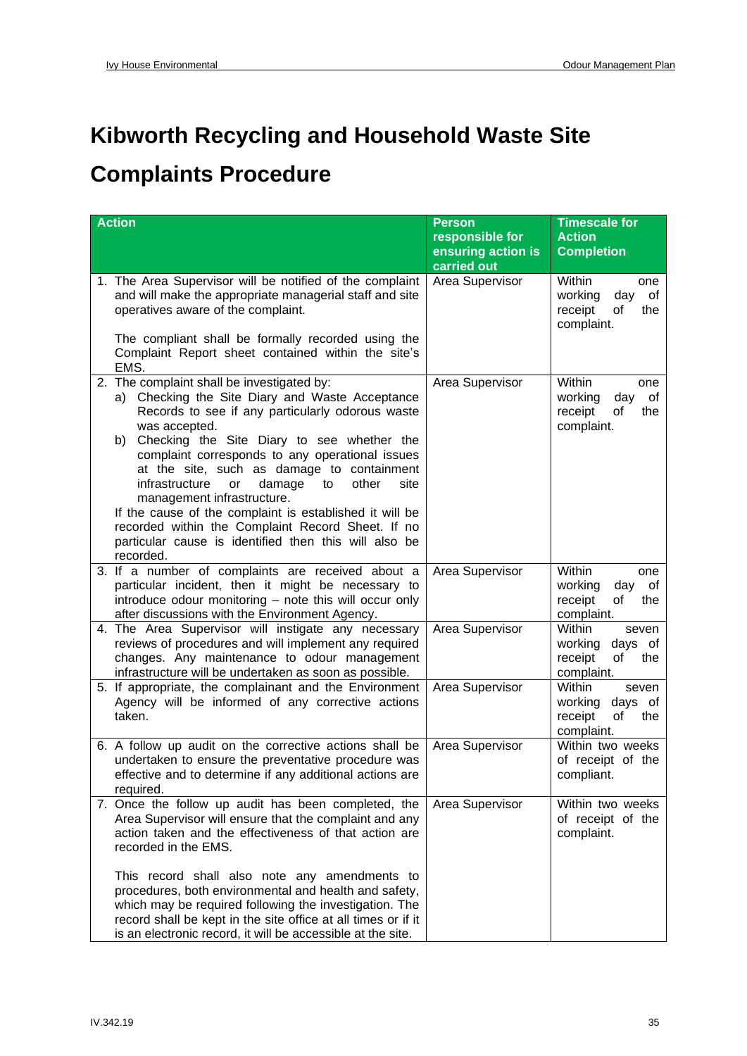# Kibworth Recycling and Household Waste Site

# Complaints Procedure

| Action | Person responsible for ensuring action is carried out | Timescale for Action Completion |
|---|---|---|
| 1. The Area Supervisor will be notified of the complaint and will make the appropriate managerial staff and site operatives aware of the complaint.<br><br>The compliant shall be formally recorded using the Complaint Report sheet contained within the site's EMS. | Area Supervisor | Within one working day of receipt of the complaint. |
| 2. The complaint shall be investigated by:<br>a) Checking the Site Diary and Waste Acceptance Records to see if any particularly odorous waste was accepted.<br>b) Checking the Site Diary to see whether the complaint corresponds to any operational issues at the site, such as damage to containment infrastructure or damage to other site management infrastructure.<br>If the cause of the complaint is established it will be recorded within the Complaint Record Sheet. If no particular cause is identified then this will also be recorded. | Area Supervisor | Within one working day of receipt of the complaint. |
| 3. If a number of complaints are received about a particular incident, then it might be necessary to introduce odour monitoring – note this will occur only after discussions with the Environment Agency. | Area Supervisor | Within one working day of receipt of the complaint. |
| 4. The Area Supervisor will instigate any necessary reviews of procedures and will implement any required changes. Any maintenance to odour management infrastructure will be undertaken as soon as possible. | Area Supervisor | Within seven working days of receipt of the complaint. |
| 5. If appropriate, the complainant and the Environment Agency will be informed of any corrective actions taken. | Area Supervisor | Within seven working days of receipt of the complaint. |
| 6. A follow up audit on the corrective actions shall be undertaken to ensure the preventative procedure was effective and to determine if any additional actions are required. | Area Supervisor | Within two weeks of receipt of the compliant. |
| 7. Once the follow up audit has been completed, the Area Supervisor will ensure that the complaint and any action taken and the effectiveness of that action are recorded in the EMS.<br><br>This record shall also note any amendments to procedures, both environmental and health and safety, which may be required following the investigation. The record shall be kept in the site office at all times or if it is an electronic record, it will be accessible at the site. | Area Supervisor | Within two weeks of receipt of the complaint. |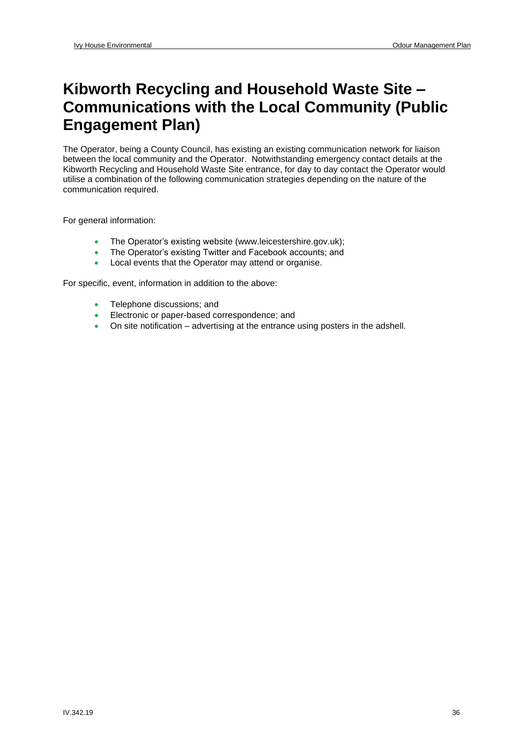# Kibworth Recycling and Household Waste Site – Communications with the Local Community (Public Engagement Plan)

The Operator, being a County Council, has existing an existing communication network for liaison between the local community and the Operator. Notwithstanding emergency contact details at the Kibworth Recycling and Household Waste Site entrance, for day to day contact the Operator would utilise a combination of the following communication strategies depending on the nature of the communication required.

For general information:

- The Operator's existing website (www.leicestershire.gov.uk);
- The Operator's existing Twitter and Facebook accounts; and
- Local events that the Operator may attend or organise.

For specific, event, information in addition to the above:

- Telephone discussions; and
- Electronic or paper-based correspondence; and
- On site notification – advertising at the entrance using posters in the adshell.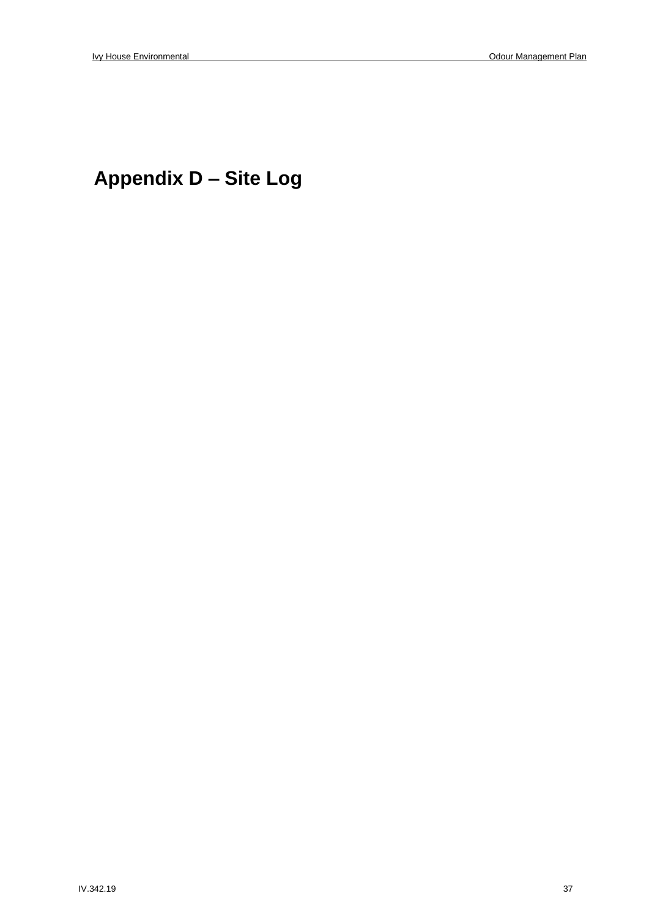# Appendix D – Site Log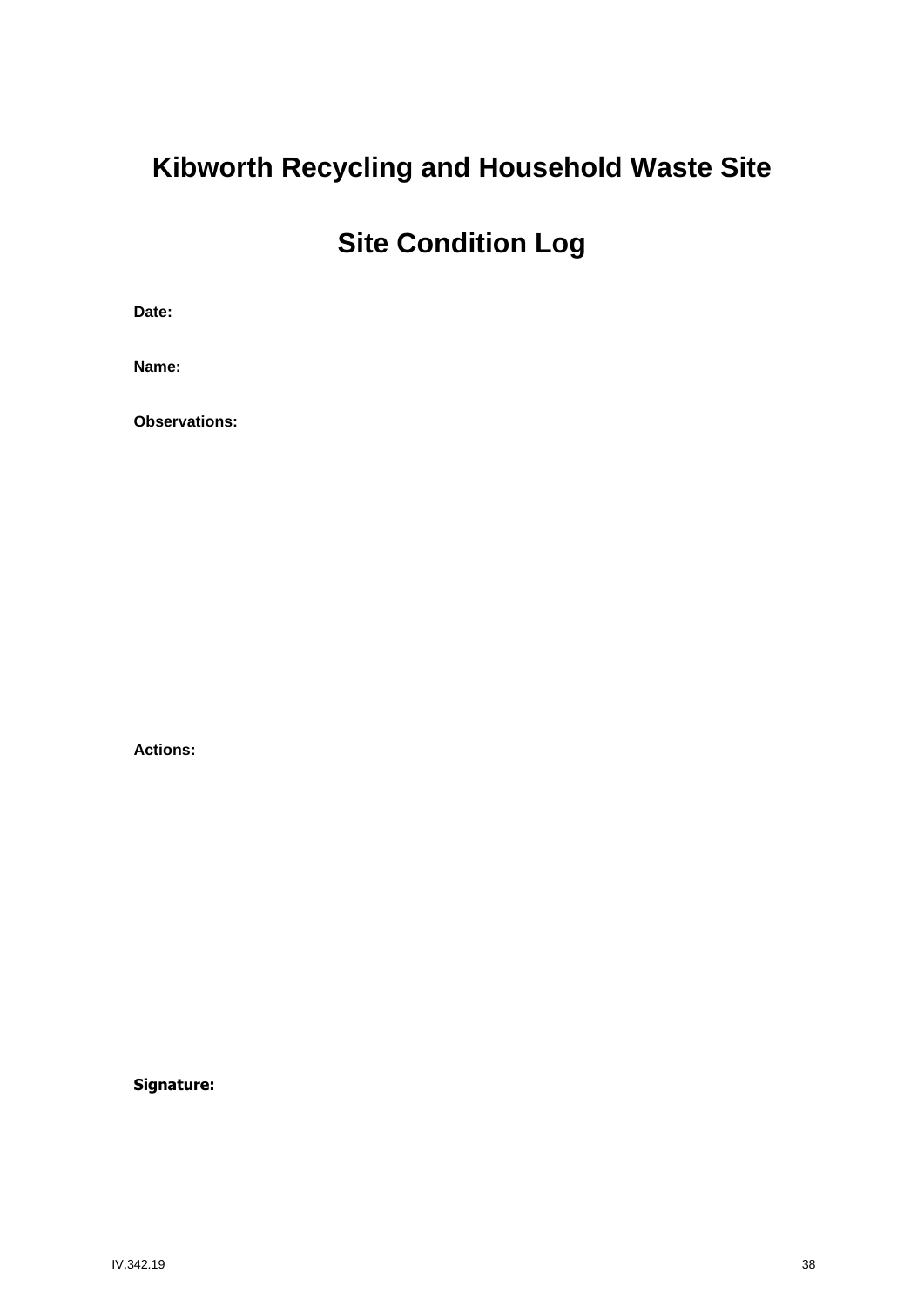# Kibworth Recycling and Household Waste Site

# Site Condition Log

**Date:**

**Name:**

**Observations:**

**Actions:**

**Signature:**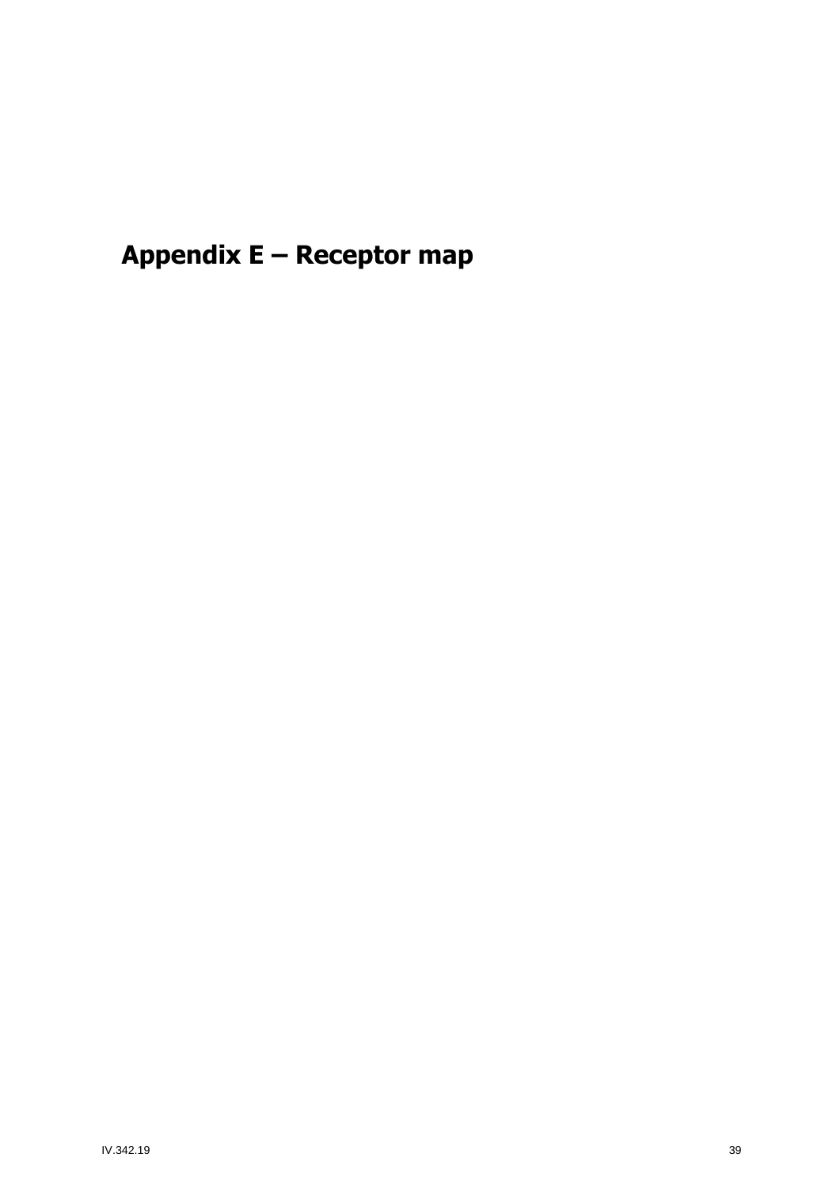# Appendix E – Receptor map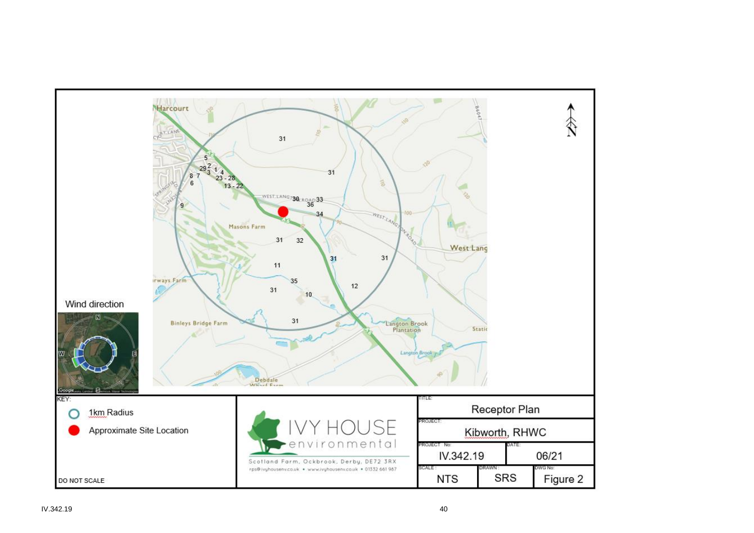Wind direction

KEY:

- 1km Radius
- Approximate Site Location

DO NOT SCALE

IVY HOUSE environmental

Scotland Farm, Ockbrook, Derby, DE72 3RX

rps@ivyhouseenv.co.uk • www.ivyhouseenv.co.uk • 01332 661 967

| TITLE: | | |
|---|---|---|
| Receptor Plan | | |
| PROJECT: | | |
| Kibworth, RHWC | | |
| PROJECT No: IV.342.19 | DATE: 06/21 | |
| SCALE: NTS | DRAWN: SRS | DWG No: Figure 2 |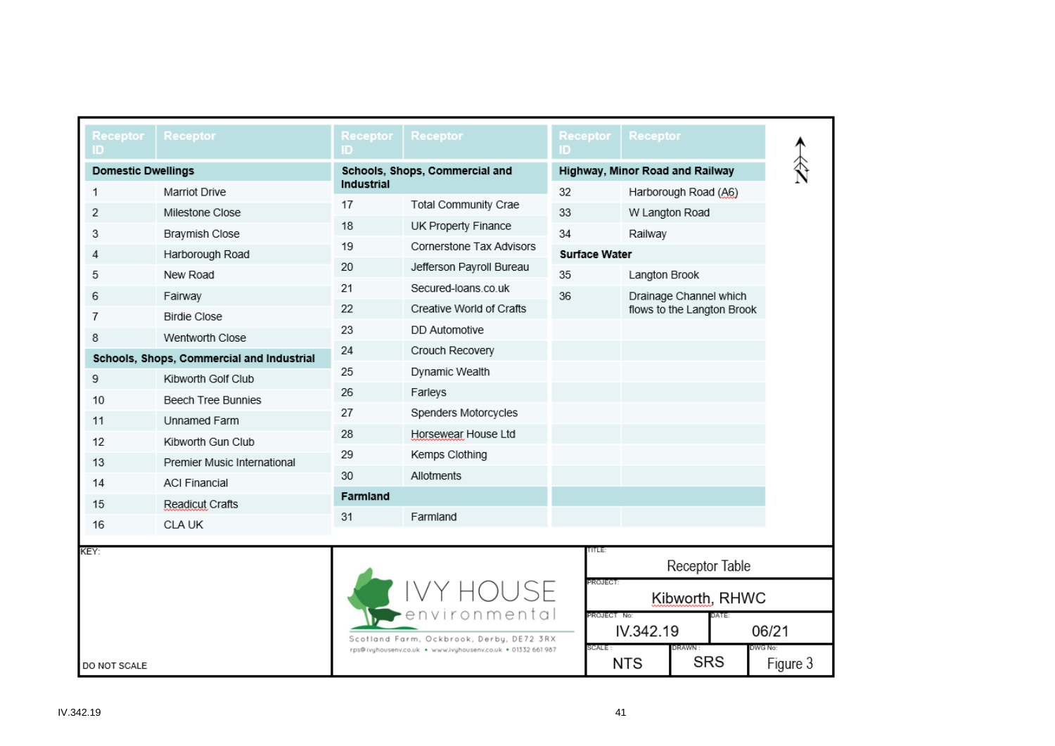| Receptor ID | Receptor |
|---|---|
| **Domestic Dwellings** | |
| 1 | Marriot Drive |
| 2 | Milestone Close |
| 3 | Braymish Close |
| 4 | Harborough Road |
| 5 | New Road |
| 6 | Fairway |
| 7 | Birdie Close |
| 8 | Wentworth Close |
| **Schools, Shops, Commercial and Industrial** | |
| 9 | Kibworth Golf Club |
| 10 | Beech Tree Bunnies |
| 11 | Unnamed Farm |
| 12 | Kibworth Gun Club |
| 13 | Premier Music International |
| 14 | ACI Financial |
| 15 | Readicut Crafts |
| 16 | CLA UK |
| 17 | Total Community Crae |
| 18 | UK Property Finance |
| 19 | Cornerstone Tax Advisors |
| 20 | Jefferson Payroll Bureau |
| 21 | Secured-loans.co.uk |
| 22 | Creative World of Crafts |
| 23 | DD Automotive |
| 24 | Crouch Recovery |
| 25 | Dynamic Wealth |
| 26 | Farleys |
| 27 | Spenders Motorcycles |
| 28 | Horsewear House Ltd |
| 29 | Kemps Clothing |
| 30 | Allotments |
| **Farmland** | |
| 31 | Farmland |
| **Highway, Minor Road and Railway** | |
| 32 | Harborough Road (A6) |
| 33 | W Langton Road |
| 34 | Railway |
| **Surface Water** | |
| 35 | Langton Brook |
| 36 | Drainage Channel which flows to the Langton Brook |

N

KEY:

DO NOT SCALE

IVY HOUSE environmental

Scotland Farm, Ockbrook, Derby, DE72 3RX

rps@ivyhousenv.co.uk • www.ivyhousenv.co.uk • 01332 661 987

TITLE: Receptor Table

PROJECT: Kibworth, RHWC

PROJECT No: IV.342.19

DATE: 06/21

SCALE: NTS

DRAWN: SRS

DWG No: Figure 3